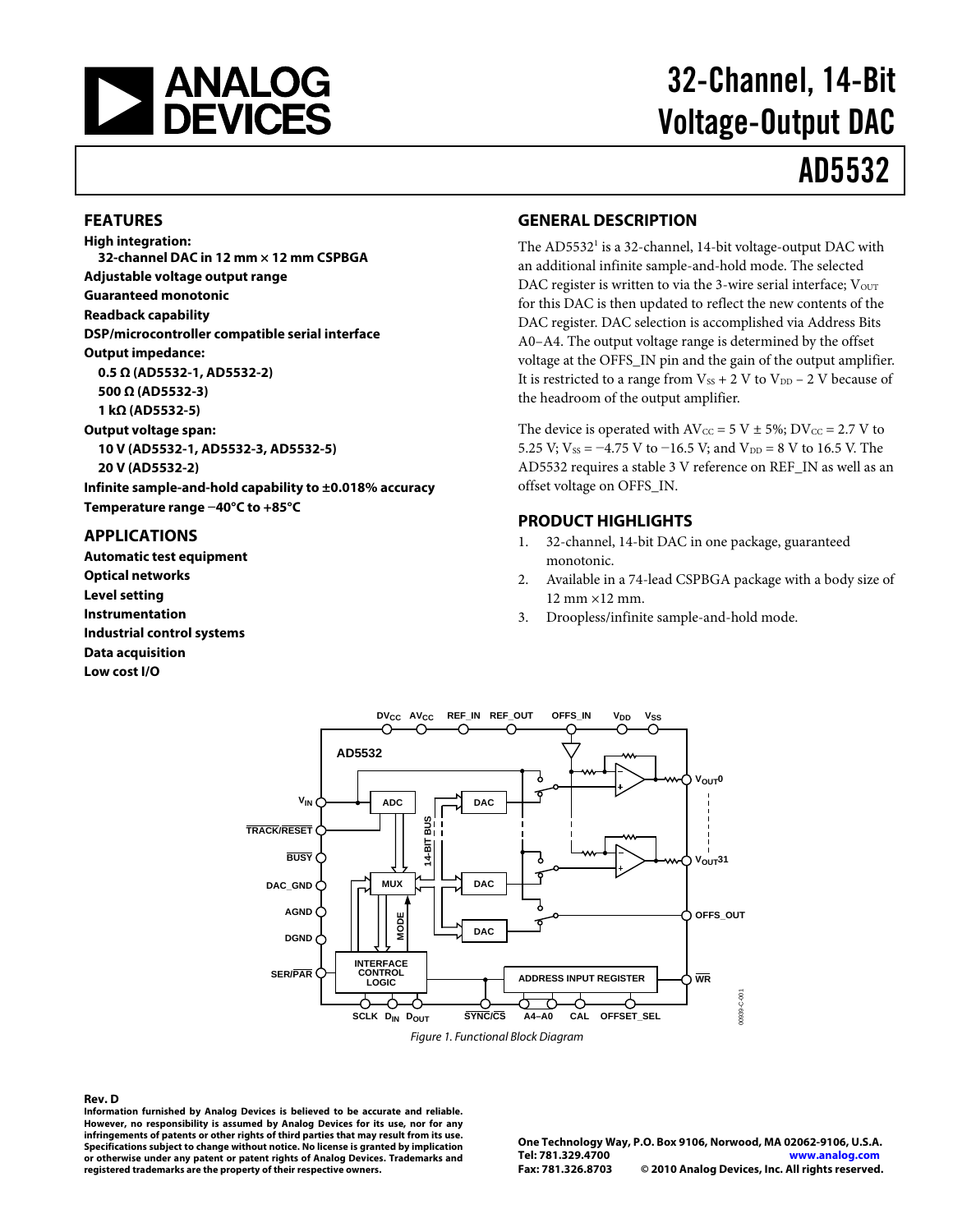# 32-Channel, 14-Bit Voltage-Output DAC

# AD5532

## FEATURES

**High integration:**

**32-channel DAC in 12 mm × 12 mm CSPBGA**

**Adjustable voltage output range**

**Guaranteed monotonic**

**Readback capability**

**DSP/microcontroller compatible serial interface**

**Output impedance:**

**0.5 Ω (AD5532-1, AD5532-2)**

**500 Ω (AD5532-3)**

**1 kΩ (AD5532-5)**

**Output voltage span:**

**10 V (AD5532-1, AD5532-3, AD5532-5)**

**20 V (AD5532-2)**

**Infinite sample-and-hold capability to ±0.018% accuracy**

**Temperature range −40°C to +85°C**

## APPLICATIONS

**Automatic test equipment**

**Optical networks**

**Level setting**

**Instrumentation**

**Industrial control systems**

**Data acquisition**

**Low cost I/O**

## GENERAL DESCRIPTION

The AD5532[1] is a 32-channel, 14-bit voltage-output DAC with an additional infinite sample-and-hold mode. The selected DAC register is written to via the 3-wire serial interface; $V_{OUT}$ for this DAC is then updated to reflect the new contents of the DAC register. DAC selection is accomplished via Address Bits A0–A4. The output voltage range is determined by the offset voltage at the OFFS_IN pin and the gain of the output amplifier. It is restricted to a range from $V_{SS}$ + 2 V to $V_{DD}$ − 2 V because of the headroom of the output amplifier.

The device is operated with $AV_{CC}$ = 5 V ± 5%; $DV_{CC}$ = 2.7 V to 5.25 V; $V_{SS}$ = −4.75 V to −16.5 V; and $V_{DD}$ = 8 V to 16.5 V. The AD5532 requires a stable 3 V reference on REF_IN as well as an offset voltage on OFFS_IN.

## PRODUCT HIGHLIGHTS

1. 32-channel, 14-bit DAC in one package, guaranteed monotonic.
2. Available in a 74-lead CSPBGA package with a body size of 12 mm ×12 mm.
3. Droopless/infinite sample-and-hold mode.

*Figure 1. Functional Block Diagram*

**Rev. D**

**Information furnished by Analog Devices is believed to be accurate and reliable. However, no responsibility is assumed by Analog Devices for its use, nor for any infringements of patents or other rights of third parties that may result from its use. Specifications subject to change without notice. No license is granted by implication or otherwise under any patent or patent rights of Analog Devices. Trademarks and registered trademarks are the property of their respective owners.**

**One Technology Way, P.O. Box 9106, Norwood, MA 02062-9106, U.S.A.**
**Tel: 781.329.4700 www.analog.com**
**Fax: 781.326.8703 © 2010 Analog Devices, Inc. All rights reserved.**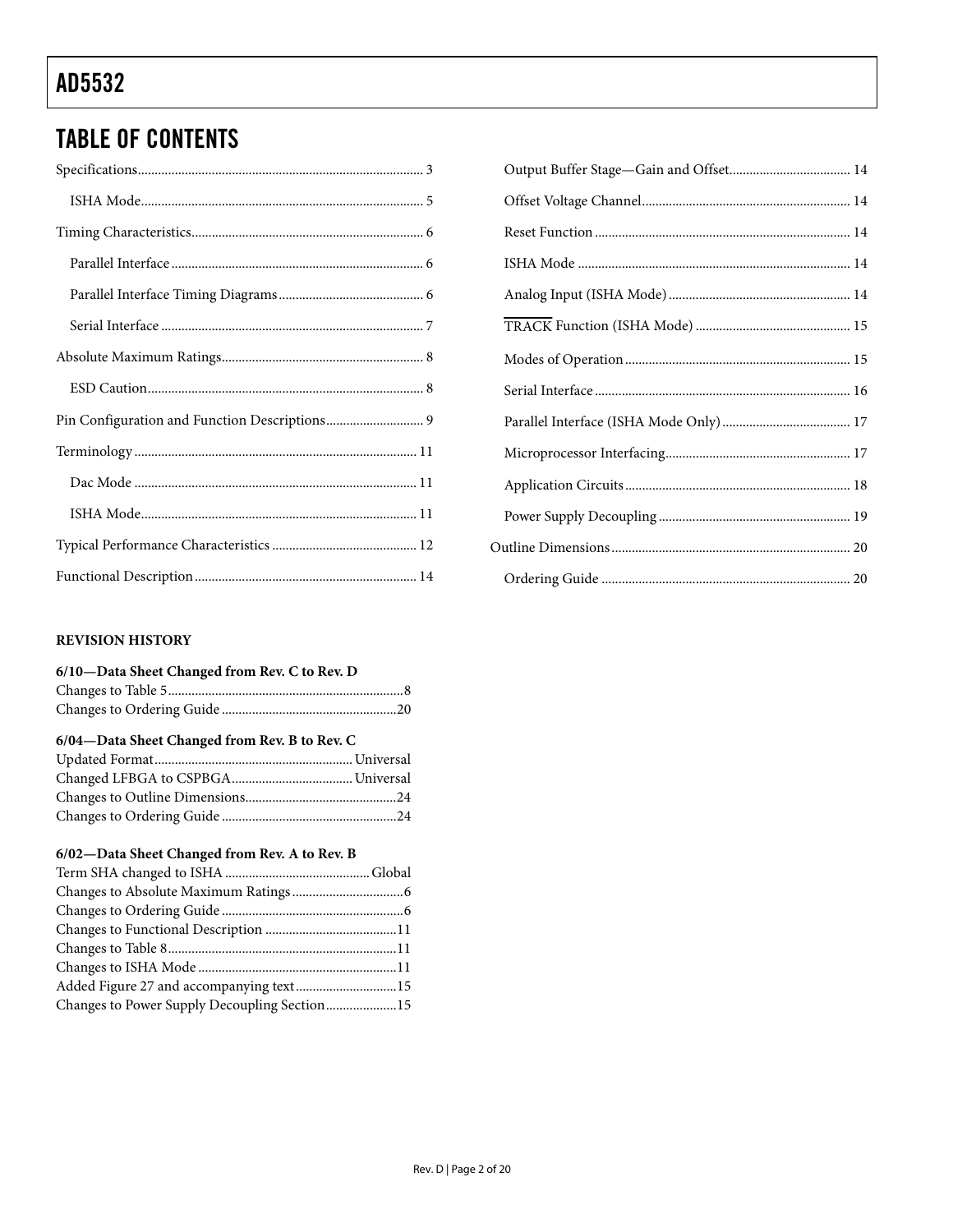## TABLE OF CONTENTS

Specifications .......... 3
- ISHA Mode .......... 5

Timing Characteristics .......... 6
- Parallel Interface .......... 6
- Parallel Interface Timing Diagrams .......... 6
- Serial Interface .......... 7

Absolute Maximum Ratings .......... 8
- ESD Caution .......... 8

Pin Configuration and Function Descriptions .......... 9

Terminology .......... 11
- Dac Mode .......... 11
- ISHA Mode .......... 11

Typical Performance Characteristics .......... 12

Functional Description .......... 14
- Output Buffer Stage—Gain and Offset .......... 14
- Offset Voltage Channel .......... 14
- Reset Function .......... 14
- ISHA Mode .......... 14
- Analog Input (ISHA Mode) .......... 14
- $\overline{\text{TRACK}}$ Function (ISHA Mode) .......... 15
- Modes of Operation .......... 15
- Serial Interface .......... 16
- Parallel Interface (ISHA Mode Only) .......... 17
- Microprocessor Interfacing .......... 17
- Application Circuits .......... 18
- Power Supply Decoupling .......... 19

Outline Dimensions .......... 20
- Ordering Guide .......... 20

### REVISION HISTORY

**6/10—Data Sheet Changed from Rev. C to Rev. D**

Changes to Table 5 .......... 8
Changes to Ordering Guide .......... 20

**6/04—Data Sheet Changed from Rev. B to Rev. C**

Updated Format .......... Universal
Changed LFBGA to CSPBGA .......... Universal
Changes to Outline Dimensions .......... 24
Changes to Ordering Guide .......... 24

**6/02—Data Sheet Changed from Rev. A to Rev. B**

Term SHA changed to ISHA .......... Global
Changes to Absolute Maximum Ratings .......... 6
Changes to Ordering Guide .......... 6
Changes to Functional Description .......... 11
Changes to Table 8 .......... 11
Changes to ISHA Mode .......... 11
Added Figure 27 and accompanying text .......... 15
Changes to Power Supply Decoupling Section .......... 15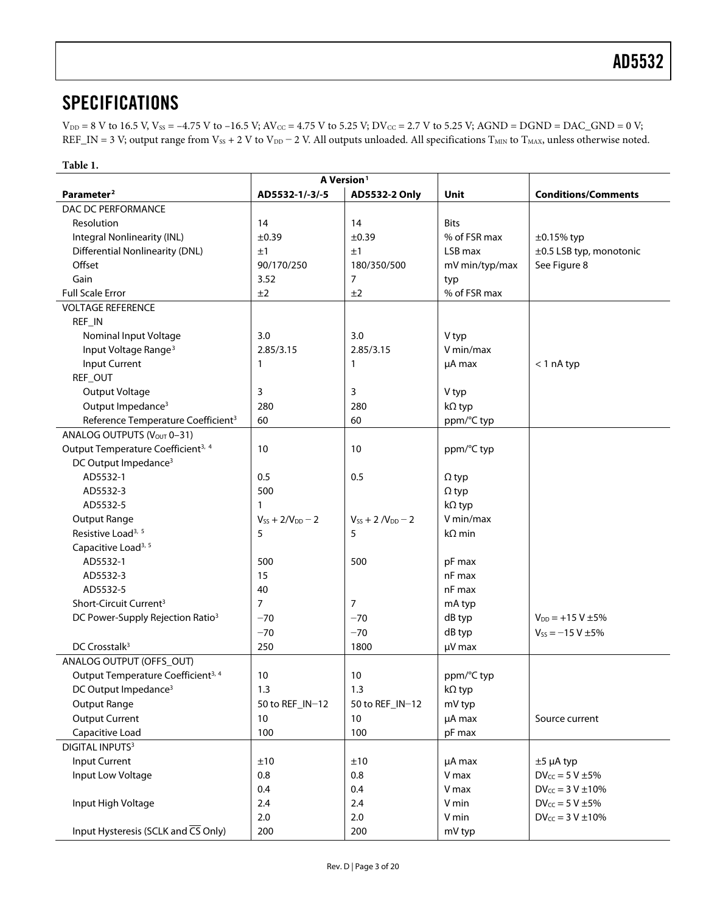## SPECIFICATIONS

$V_{DD}$ = 8 V to 16.5 V, $V_{SS}$ = −4.75 V to −16.5 V; $AV_{CC}$ = 4.75 V to 5.25 V; $DV_{CC}$ = 2.7 V to 5.25 V; AGND = DGND = DAC_GND = 0 V; REF_IN = 3 V; output range from $V_{SS}$ + 2 V to $V_{DD}$ − 2 V. All outputs unloaded. All specifications $T_{MIN}$ to $T_{MAX}$, unless otherwise noted.

**Table 1.**

| | A Version[1] | | | |
|---|---|---|---|---|
| **Parameter**[2] | **AD5532-1/-3/-5** | **AD5532-2 Only** | **Unit** | **Conditions/Comments** |
| DAC DC PERFORMANCE | | | | |
| Resolution | 14 | 14 | Bits | |
| Integral Nonlinearity (INL) | ±0.39 | ±0.39 | % of FSR max | ±0.15% typ |
| Differential Nonlinearity (DNL) | ±1 | ±1 | LSB max | ±0.5 LSB typ, monotonic |
| Offset | 90/170/250 | 180/350/500 | mV min/typ/max | See Figure 8 |
| Gain | 3.52 | 7 | typ | |
| Full Scale Error | ±2 | ±2 | % of FSR max | |
| VOLTAGE REFERENCE | | | | |
| REF_IN | | | | |
| Nominal Input Voltage | 3.0 | 3.0 | V typ | |
| Input Voltage Range[3] | 2.85/3.15 | 2.85/3.15 | V min/max | |
| Input Current | 1 | 1 | µA max | < 1 nA typ |
| REF_OUT | | | | |
| Output Voltage | 3 | 3 | V typ | |
| Output Impedance[3] | 280 | 280 | kΩ typ | |
| Reference Temperature Coefficient[3] | 60 | 60 | ppm/°C typ | |
| ANALOG OUTPUTS ($V_{OUT}$ 0–31) | | | | |
| Output Temperature Coefficient[3, 4] | 10 | 10 | ppm/°C typ | |
| DC Output Impedance[3] | | | | |
| AD5532-1 | 0.5 | 0.5 | Ω typ | |
| AD5532-3 | 500 | | Ω typ | |
| AD5532-5 | 1 | | kΩ typ | |
| Output Range | $V_{SS}$ + 2/$V_{DD}$ − 2 | $V_{SS}$ + 2 /$V_{DD}$ − 2 | V min/max | |
| Resistive Load[3, 5] | 5 | 5 | kΩ min | |
| Capacitive Load[3, 5] | | | | |
| AD5532-1 | 500 | 500 | pF max | |
| AD5532-3 | 15 | | nF max | |
| AD5532-5 | 40 | | nF max | |
| Short-Circuit Current[3] | 7 | 7 | mA typ | |
| DC Power-Supply Rejection Ratio[3] | −70 | −70 | dB typ | $V_{DD}$ = +15 V ±5% |
| | −70 | −70 | dB typ | $V_{SS}$ = −15 V ±5% |
| DC Crosstalk[3] | 250 | 1800 | µV max | |
| ANALOG OUTPUT (OFFS_OUT) | | | | |
| Output Temperature Coefficient[3, 4] | 10 | 10 | ppm/°C typ | |
| DC Output Impedance[3] | 1.3 | 1.3 | kΩ typ | |
| Output Range | 50 to REF_IN−12 | 50 to REF_IN−12 | mV typ | |
| Output Current | 10 | 10 | µA max | Source current |
| Capacitive Load | 100 | 100 | pF max | |
| DIGITAL INPUTS[3] | | | | |
| Input Current | ±10 | ±10 | µA max | ±5 µA typ |
| Input Low Voltage | 0.8 | 0.8 | V max | $DV_{CC}$ = 5 V ±5% |
| | 0.4 | 0.4 | V max | $DV_{CC}$ = 3 V ±10% |
| Input High Voltage | 2.4 | 2.4 | V min | $DV_{CC}$ = 5 V ±5% |
| | 2.0 | 2.0 | V min | $DV_{CC}$ = 3 V ±10% |
| Input Hysteresis (SCLK and $\overline{CS}$ Only) | 200 | 200 | mV typ | |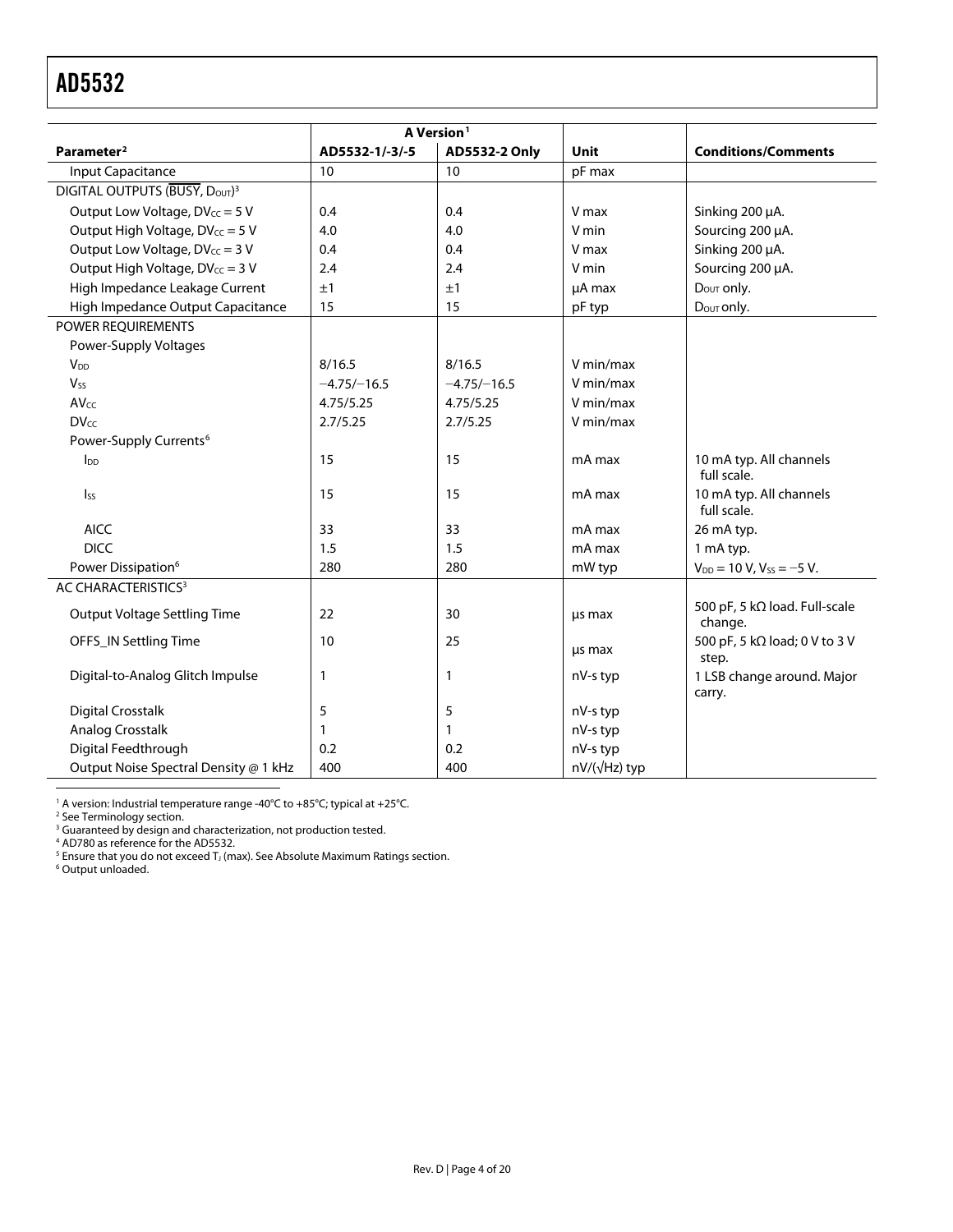| Parameter[2] | A Version[1] AD5532-1/-3/-5 | AD5532-2 Only | Unit | Conditions/Comments |
|---|---|---|---|---|
| Input Capacitance | 10 | 10 | pF max | |
| DIGITAL OUTPUTS ($\overline{BUSY}$, $D_{OUT}$)[3] | | | | |
| Output Low Voltage, $DV_{CC}$ = 5 V | 0.4 | 0.4 | V max | Sinking 200 µA. |
| Output High Voltage, $DV_{CC}$ = 5 V | 4.0 | 4.0 | V min | Sourcing 200 µA. |
| Output Low Voltage, $DV_{CC}$ = 3 V | 0.4 | 0.4 | V max | Sinking 200 µA. |
| Output High Voltage, $DV_{CC}$ = 3 V | 2.4 | 2.4 | V min | Sourcing 200 µA. |
| High Impedance Leakage Current | ±1 | ±1 | µA max | $D_{OUT}$ only. |
| High Impedance Output Capacitance | 15 | 15 | pF typ | $D_{OUT}$ only. |
| POWER REQUIREMENTS | | | | |
| Power-Supply Voltages | | | | |
| $V_{DD}$ | 8/16.5 | 8/16.5 | V min/max | |
| $V_{SS}$ | −4.75/−16.5 | −4.75/−16.5 | V min/max | |
| $AV_{CC}$ | 4.75/5.25 | 4.75/5.25 | V min/max | |
| $DV_{CC}$ | 2.7/5.25 | 2.7/5.25 | V min/max | |
| Power-Supply Currents[6] | | | | |
| $I_{DD}$ | 15 | 15 | mA max | 10 mA typ. All channels full scale. |
| $I_{SS}$ | 15 | 15 | mA max | 10 mA typ. All channels full scale. |
| AICC | 33 | 33 | mA max | 26 mA typ. |
| DICC | 1.5 | 1.5 | mA max | 1 mA typ. |
| Power Dissipation[6] | 280 | 280 | mW typ | $V_{DD}$ = 10 V, $V_{SS}$ = −5 V. |
| AC CHARACTERISTICS[3] | | | | |
| Output Voltage Settling Time | 22 | 30 | µs max | 500 pF, 5 kΩ load. Full-scale change. |
| OFFS_IN Settling Time | 10 | 25 | µs max | 500 pF, 5 kΩ load; 0 V to 3 V step. |
| Digital-to-Analog Glitch Impulse | 1 | 1 | nV-s typ | 1 LSB change around. Major carry. |
| Digital Crosstalk | 5 | 5 | nV-s typ | |
| Analog Crosstalk | 1 | 1 | nV-s typ | |
| Digital Feedthrough | 0.2 | 0.2 | nV-s typ | |
| Output Noise Spectral Density @ 1 kHz | 400 | 400 | nV/(√Hz) typ | |

[1] A version: Industrial temperature range -40°C to +85°C; typical at +25°C.
[2] See Terminology section.
[3] Guaranteed by design and characterization, not production tested.
[4] AD780 as reference for the AD5532.
[5] Ensure that you do not exceed $T_J$ (max). See Absolute Maximum Ratings section.
[6] Output unloaded.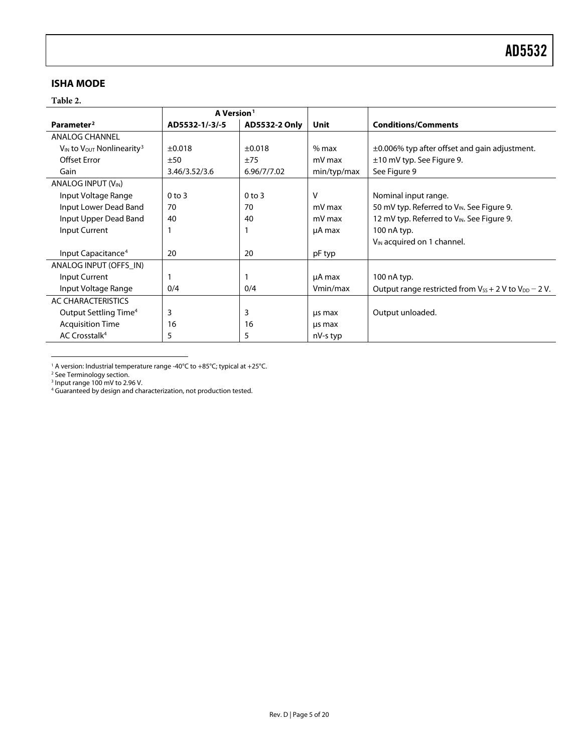## ISHA MODE

**Table 2.**

| | A Version[1] | | | |
|---|---|---|---|---|
| **Parameter**[2] | **AD5532-1/-3/-5** | **AD5532-2 Only** | **Unit** | **Conditions/Comments** |
| ANALOG CHANNEL | | | | |
| $V_{IN}$ to $V_{OUT}$ Nonlinearity[3] | ±0.018 | ±0.018 | % max | ±0.006% typ after offset and gain adjustment. |
| Offset Error | ±50 | ±75 | mV max | ±10 mV typ. See Figure 9. |
| Gain | 3.46/3.52/3.6 | 6.96/7/7.02 | min/typ/max | See Figure 9 |
| ANALOG INPUT ($V_{IN}$) | | | | |
| Input Voltage Range | 0 to 3 | 0 to 3 | V | Nominal input range. |
| Input Lower Dead Band | 70 | 70 | mV max | 50 mV typ. Referred to $V_{IN}$. See Figure 9. |
| Input Upper Dead Band | 40 | 40 | mV max | 12 mV typ. Referred to $V_{IN}$. See Figure 9. |
| Input Current | 1 | 1 | µA max | 100 nA typ. $V_{IN}$ acquired on 1 channel. |
| Input Capacitance[4] | 20 | 20 | pF typ | |
| ANALOG INPUT (OFFS_IN) | | | | |
| Input Current | 1 | 1 | µA max | 100 nA typ. |
| Input Voltage Range | 0/4 | 0/4 | Vmin/max | Output range restricted from $V_{SS}$ + 2 V to $V_{DD}$ − 2 V. |
| AC CHARACTERISTICS | | | | |
| Output Settling Time[4] | 3 | 3 | µs max | Output unloaded. |
| Acquisition Time | 16 | 16 | µs max | |
| AC Crosstalk[4] | 5 | 5 | nV-s typ | |

[1] A version: Industrial temperature range -40°C to +85°C; typical at +25°C.
[2] See Terminology section.
[3] Input range 100 mV to 2.96 V.
[4] Guaranteed by design and characterization, not production tested.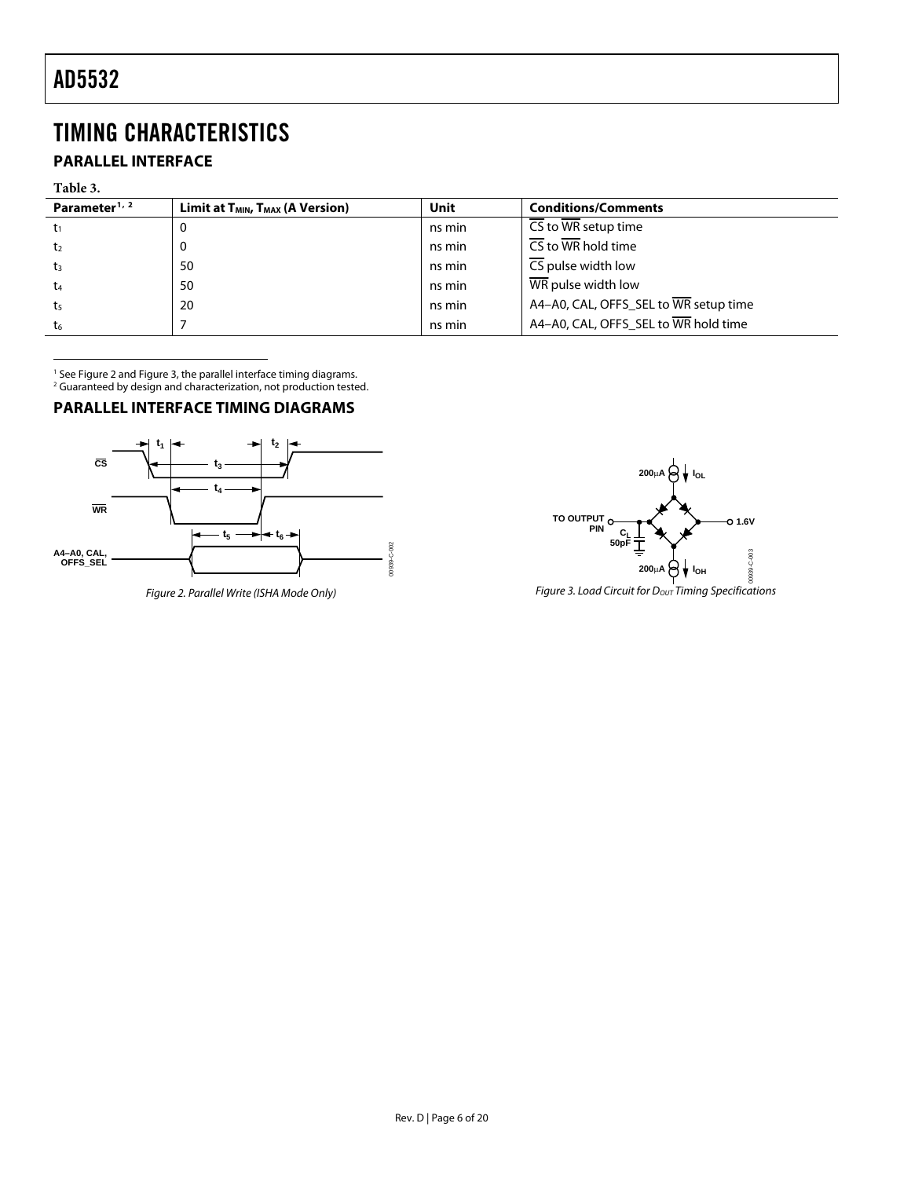# TIMING CHARACTERISTICS

## PARALLEL INTERFACE

**Table 3.**

| Parameter[1, 2] | Limit at $T_{MIN}$, $T_{MAX}$ (A Version) | Unit | Conditions/Comments |
| --- | --- | --- | --- |
| $t_1$ | 0 | ns min | CS to WR setup time |
| $t_2$ | 0 | ns min | CS to WR hold time |
| $t_3$ | 50 | ns min | CS pulse width low |
| $t_4$ | 50 | ns min | WR pulse width low |
| $t_5$ | 20 | ns min | A4–A0, CAL, OFFS_SEL to WR setup time |
| $t_6$ | 7 | ns min | A4–A0, CAL, OFFS_SEL to WR hold time |

[1] See Figure 2 and Figure 3, the parallel interface timing diagrams.
[2] Guaranteed by design and characterization, not production tested.

## PARALLEL INTERFACE TIMING DIAGRAMS

*Figure 2. Parallel Write (ISHA Mode Only)*

*Figure 3. Load Circuit for $D_{OUT}$ Timing Specifications*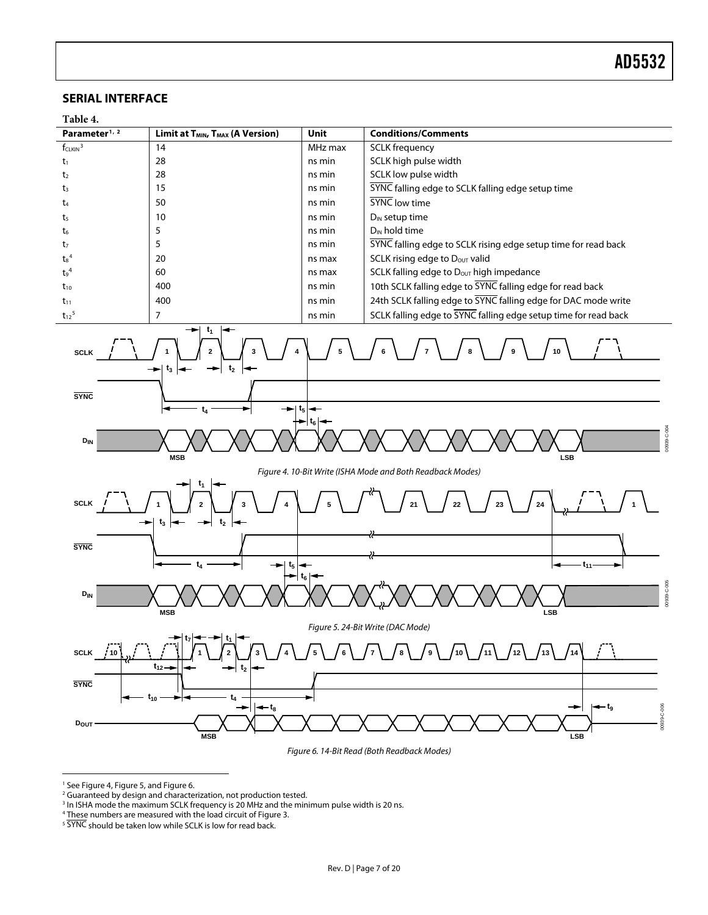## SERIAL INTERFACE

**Table 4.**

| Parameter[1, 2] | Limit at $T_{MIN}$, $T_{MAX}$ (A Version) | Unit | Conditions/Comments |
|---|---|---|---|
| $f_{CLKIN}$[3] | 14 | MHz max | SCLK frequency |
| $t_1$ | 28 | ns min | SCLK high pulse width |
| $t_2$ | 28 | ns min | SCLK low pulse width |
| $t_3$ | 15 | ns min | $\overline{SYNC}$ falling edge to SCLK falling edge setup time |
| $t_4$ | 50 | ns min | $\overline{SYNC}$ low time |
| $t_5$ | 10 | ns min | $D_{IN}$ setup time |
| $t_6$ | 5 | ns min | $D_{IN}$ hold time |
| $t_7$ | 5 | ns min | $\overline{SYNC}$ falling edge to SCLK rising edge setup time for read back |
| $t_8$[4] | 20 | ns max | SCLK rising edge to $D_{OUT}$ valid |
| $t_9$[4] | 60 | ns max | SCLK falling edge to $D_{OUT}$ high impedance |
| $t_{10}$ | 400 | ns min | 10th SCLK falling edge to $\overline{SYNC}$ falling edge for read back |
| $t_{11}$ | 400 | ns min | 24th SCLK falling edge to $\overline{SYNC}$ falling edge for DAC mode write |
| $t_{12}$[5] | 7 | ns min | SCLK falling edge to $\overline{SYNC}$ falling edge setup time for read back |

*Figure 4. 10-Bit Write (ISHA Mode and Both Readback Modes)*

*Figure 5. 24-Bit Write (DAC Mode)*

*Figure 6. 14-Bit Read (Both Readback Modes)*

[1] See Figure 4, Figure 5, and Figure 6.
[2] Guaranteed by design and characterization, not production tested.
[3] In ISHA mode the maximum SCLK frequency is 20 MHz and the minimum pulse width is 20 ns.
[4] These numbers are measured with the load circuit of Figure 3.
[5] $\overline{SYNC}$ should be taken low while SCLK is low for read back.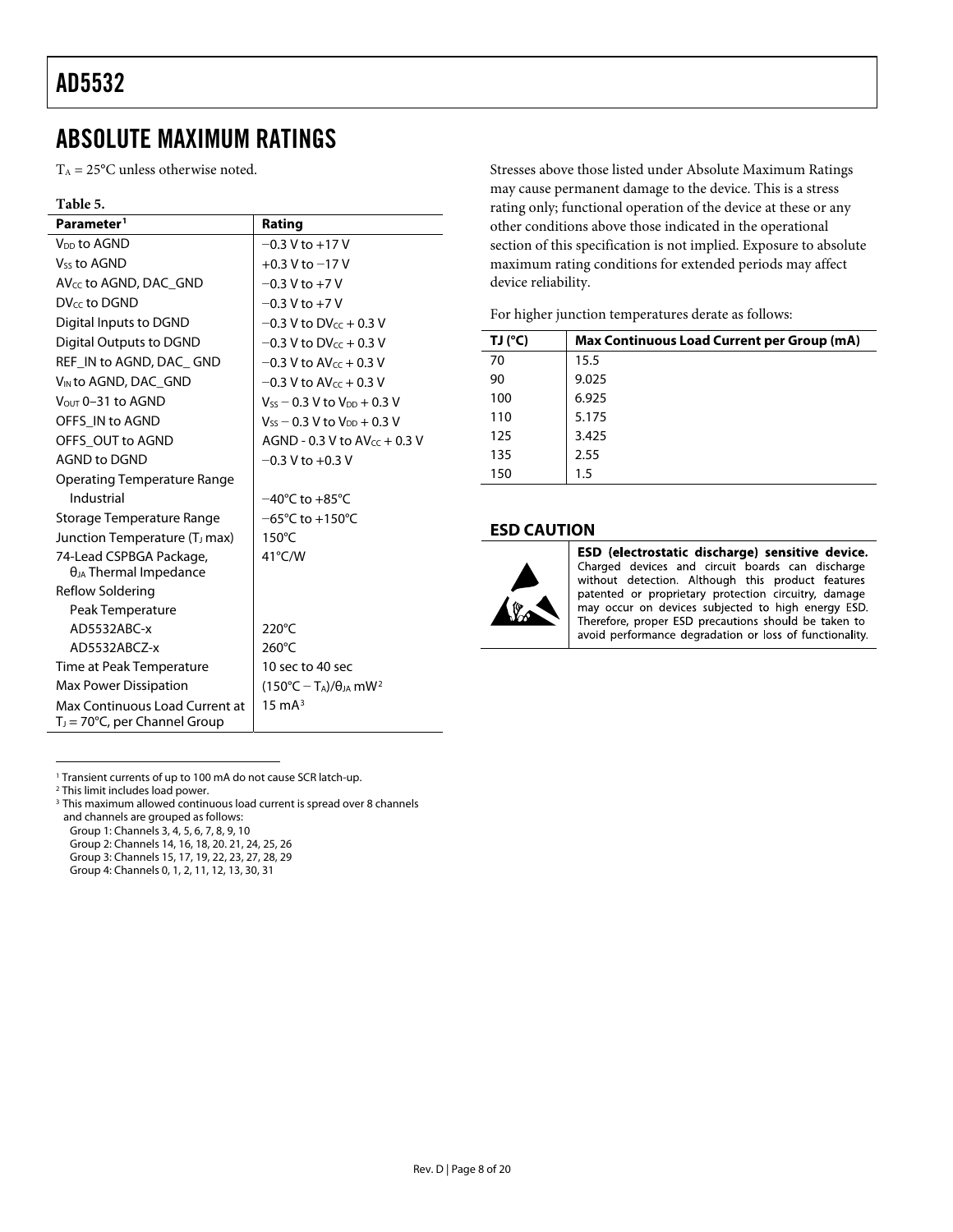## ABSOLUTE MAXIMUM RATINGS

$T_A$ = 25°C unless otherwise noted.

**Table 5.**

| Parameter[1] | Rating |
|---|---|
| $V_{DD}$ to AGND | −0.3 V to +17 V |
| $V_{SS}$ to AGND | +0.3 V to −17 V |
| $AV_{CC}$ to AGND, DAC_GND | −0.3 V to +7 V |
| $DV_{CC}$ to DGND | −0.3 V to +7 V |
| Digital Inputs to DGND | −0.3 V to $DV_{CC}$ + 0.3 V |
| Digital Outputs to DGND | −0.3 V to $DV_{CC}$ + 0.3 V |
| REF_IN to AGND, DAC_ GND | −0.3 V to $AV_{CC}$ + 0.3 V |
| $V_{IN}$ to AGND, DAC_GND | −0.3 V to $AV_{CC}$ + 0.3 V |
| $V_{OUT}$ 0–31 to AGND | $V_{SS}$ − 0.3 V to $V_{DD}$ + 0.3 V |
| OFFS_IN to AGND | $V_{SS}$ − 0.3 V to $V_{DD}$ + 0.3 V |
| OFFS_OUT to AGND | AGND - 0.3 V to $AV_{CC}$ + 0.3 V |
| AGND to DGND | −0.3 V to +0.3 V |
| Operating Temperature Range | |
| Industrial | −40°C to +85°C |
| Storage Temperature Range | −65°C to +150°C |
| Junction Temperature ($T_J$ max) | 150°C |
| 74-Lead CSPBGA Package, $\theta_{JA}$ Thermal Impedance | 41°C/W |
| Reflow Soldering | |
| Peak Temperature | |
| AD5532ABC-x | 220°C |
| AD5532ABCZ-x | 260°C |
| Time at Peak Temperature | 10 sec to 40 sec |
| Max Power Dissipation | (150°C − $T_A$)/$\theta_{JA}$ mW[2] |
| Max Continuous Load Current at $T_J$ = 70°C, per Channel Group | 15 mA[3] |

[1] Transient currents of up to 100 mA do not cause SCR latch-up.
[2] This limit includes load power.
[3] This maximum allowed continuous load current is spread over 8 channels and channels are grouped as follows:
Group 1: Channels 3, 4, 5, 6, 7, 8, 9, 10
Group 2: Channels 14, 16, 18, 20. 21, 24, 25, 26
Group 3: Channels 15, 17, 19, 22, 23, 27, 28, 29
Group 4: Channels 0, 1, 2, 11, 12, 13, 30, 31

Stresses above those listed under Absolute Maximum Ratings may cause permanent damage to the device. This is a stress rating only; functional operation of the device at these or any other conditions above those indicated in the operational section of this specification is not implied. Exposure to absolute maximum rating conditions for extended periods may affect device reliability.

For higher junction temperatures derate as follows:

| TJ (°C) | Max Continuous Load Current per Group (mA) |
|---|---|
| 70 | 15.5 |
| 90 | 9.025 |
| 100 | 6.925 |
| 110 | 5.175 |
| 125 | 3.425 |
| 135 | 2.55 |
| 150 | 1.5 |

### ESD CAUTION

**ESD (electrostatic discharge) sensitive device.** Charged devices and circuit boards can discharge without detection. Although this product features patented or proprietary protection circuitry, damage may occur on devices subjected to high energy ESD. Therefore, proper ESD precautions should be taken to avoid performance degradation or loss of functionality.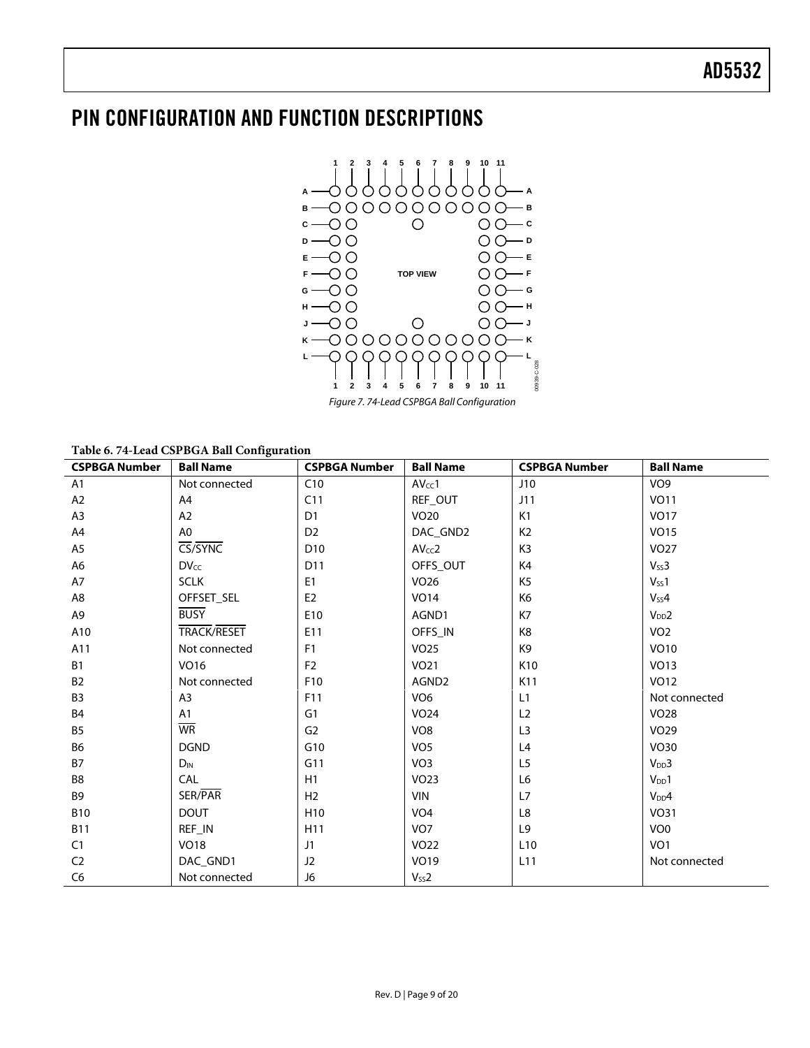# PIN CONFIGURATION AND FUNCTION DESCRIPTIONS

Figure 7. 74-Lead CSPBGA Ball Configuration

**Table 6. 74-Lead CSPBGA Ball Configuration**

| CSPBGA Number | Ball Name | CSPBGA Number | Ball Name | CSPBGA Number | Ball Name |
|---|---|---|---|---|---|
| A1 | Not connected | C10 | $AV_{CC}1$ | J10 | VO9 |
| A2 | A4 | C11 | REF_OUT | J11 | VO11 |
| A3 | A2 | D1 | VO20 | K1 | VO17 |
| A4 | A0 | D2 | DAC_GND2 | K2 | VO15 |
| A5 | $\overline{CS}/\overline{SYNC}$ | D10 | $AV_{CC}2$ | K3 | VO27 |
| A6 | $DV_{CC}$ | D11 | OFFS_OUT | K4 | $V_{SS}3$ |
| A7 | SCLK | E1 | VO26 | K5 | $V_{SS}1$ |
| A8 | OFFSET_SEL | E2 | VO14 | K6 | $V_{SS}4$ |
| A9 | $\overline{BUSY}$ | E10 | AGND1 | K7 | $V_{DD}2$ |
| A10 | $\overline{TRACK}/\overline{RESET}$ | E11 | OFFS_IN | K8 | VO2 |
| A11 | Not connected | F1 | VO25 | K9 | VO10 |
| B1 | VO16 | F2 | VO21 | K10 | VO13 |
| B2 | Not connected | F10 | AGND2 | K11 | VO12 |
| B3 | A3 | F11 | VO6 | L1 | Not connected |
| B4 | A1 | G1 | VO24 | L2 | VO28 |
| B5 | $\overline{WR}$ | G2 | VO8 | L3 | VO29 |
| B6 | DGND | G10 | VO5 | L4 | VO30 |
| B7 | $D_{IN}$ | G11 | VO3 | L5 | $V_{DD}3$ |
| B8 | CAL | H1 | VO23 | L6 | $V_{DD}1$ |
| B9 | SER/$\overline{PAR}$ | H2 | VIN | L7 | $V_{DD}4$ |
| B10 | DOUT | H10 | VO4 | L8 | VO31 |
| B11 | REF_IN | H11 | VO7 | L9 | VO0 |
| C1 | VO18 | J1 | VO22 | L10 | VO1 |
| C2 | DAC_GND1 | J2 | VO19 | L11 | Not connected |
| C6 | Not connected | J6 | $V_{SS}2$ | | |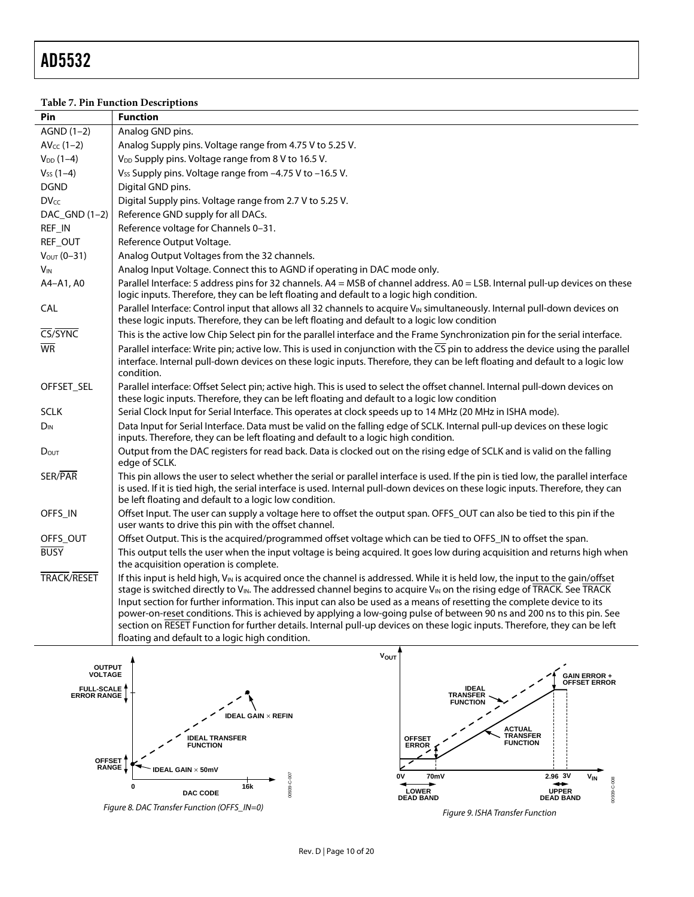**Table 7. Pin Function Descriptions**

| Pin | Function |
|---|---|
| AGND (1–2) | Analog GND pins. |
| $AV_{CC}$ (1–2) | Analog Supply pins. Voltage range from 4.75 V to 5.25 V. |
| $V_{DD}$ (1–4) | $V_{DD}$ Supply pins. Voltage range from 8 V to 16.5 V. |
| $V_{SS}$ (1–4) | $V_{SS}$ Supply pins. Voltage range from –4.75 V to –16.5 V. |
| DGND | Digital GND pins. |
| $DV_{CC}$ | Digital Supply pins. Voltage range from 2.7 V to 5.25 V. |
| DAC_GND (1–2) | Reference GND supply for all DACs. |
| REF_IN | Reference voltage for Channels 0–31. |
| REF_OUT | Reference Output Voltage. |
| $V_{OUT}$ (0–31) | Analog Output Voltages from the 32 channels. |
| $V_{IN}$ | Analog Input Voltage. Connect this to AGND if operating in DAC mode only. |
| A4–A1, A0 | Parallel Interface: 5 address pins for 32 channels. A4 = MSB of channel address. A0 = LSB. Internal pull-up devices on these logic inputs. Therefore, they can be left floating and default to a logic high condition. |
| CAL | Parallel Interface: Control input that allows all 32 channels to acquire $V_{IN}$ simultaneously. Internal pull-down devices on these logic inputs. Therefore, they can be left floating and default to a logic low condition |
| $\overline{CS}/\overline{SYNC}$ | This is the active low Chip Select pin for the parallel interface and the Frame Synchronization pin for the serial interface. |
| $\overline{WR}$ | Parallel interface: Write pin; active low. This is used in conjunction with the $\overline{CS}$ pin to address the device using the parallel interface. Internal pull-down devices on these logic inputs. Therefore, they can be left floating and default to a logic low condition. |
| OFFSET_SEL | Parallel interface: Offset Select pin; active high. This is used to select the offset channel. Internal pull-down devices on these logic inputs. Therefore, they can be left floating and default to a logic low condition |
| SCLK | Serial Clock Input for Serial Interface. This operates at clock speeds up to 14 MHz (20 MHz in ISHA mode). |
| $D_{IN}$ | Data Input for Serial Interface. Data must be valid on the falling edge of SCLK. Internal pull-up devices on these logic inputs. Therefore, they can be left floating and default to a logic high condition. |
| $D_{OUT}$ | Output from the DAC registers for read back. Data is clocked out on the rising edge of SCLK and is valid on the falling edge of SCLK. |
| SER/$\overline{PAR}$ | This pin allows the user to select whether the serial or parallel interface is used. If the pin is tied low, the parallel interface is used. If it is tied high, the serial interface is used. Internal pull-down devices on these logic inputs. Therefore, they can be left floating and default to a logic low condition. |
| OFFS_IN | Offset Input. The user can supply a voltage here to offset the output span. OFFS_OUT can also be tied to this pin if the user wants to drive this pin with the offset channel. |
| OFFS_OUT | Offset Output. This is the acquired/programmed offset voltage which can be tied to OFFS_IN to offset the span. |
| $\overline{BUSY}$ | This output tells the user when the input voltage is being acquired. It goes low during acquisition and returns high when the acquisition operation is complete. |
| $\overline{TRACK}/\overline{RESET}$ | If this input is held high, $V_{IN}$ is acquired once the channel is addressed. While it is held low, the input to the gain/offset stage is switched directly to $V_{IN}$. The addressed channel begins to acquire $V_{IN}$ on the rising edge of $\overline{TRACK}$. See $\overline{TRACK}$ Input section for further information. This input can also be used as a means of resetting the complete device to its power-on-reset conditions. This is achieved by applying a low-going pulse of between 90 ns and 200 ns to this pin. See section on $\overline{RESET}$ Function for further details. Internal pull-up devices on these logic inputs. Therefore, they can be left floating and default to a logic high condition. |

Figure 8. DAC Transfer Function (OFFS_IN=0)

Figure 9. ISHA Transfer Function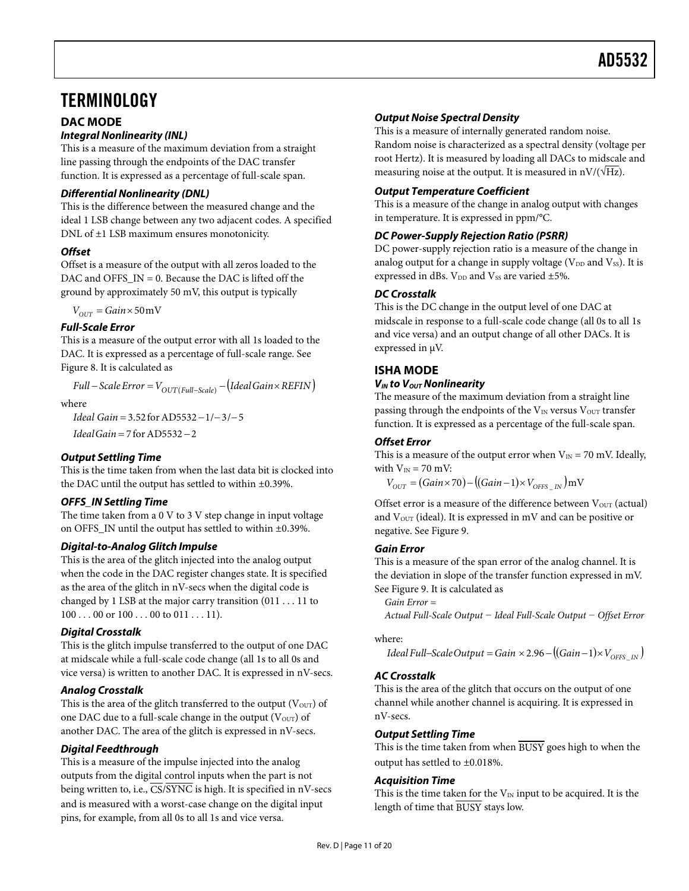# TERMINOLOGY

## DAC MODE

### Integral Nonlinearity (INL)

This is a measure of the maximum deviation from a straight line passing through the endpoints of the DAC transfer function. It is expressed as a percentage of full-scale span.

### Differential Nonlinearity (DNL)

This is the difference between the measured change and the ideal 1 LSB change between any two adjacent codes. A specified DNL of ±1 LSB maximum ensures monotonicity.

### Offset

Offset is a measure of the output with all zeros loaded to the DAC and OFFS_IN = 0. Because the DAC is lifted off the ground by approximately 50 mV, this output is typically

$$V_{OUT} = Gain \times 50\,\text{mV}$$

### Full-Scale Error

This is a measure of the output error with all 1s loaded to the DAC. It is expressed as a percentage of full-scale range. See Figure 8. It is calculated as

$$Full-Scale\,Error = V_{OUT(Full-Scale)} - (Ideal\,Gain \times REFIN)$$

where

$Ideal\ Gain = 3.52$ for AD5532−1/−3/−5

$Ideal\,Gain = 7$ for AD5532−2

### Output Settling Time

This is the time taken from when the last data bit is clocked into the DAC until the output has settled to within ±0.39%.

### OFFS_IN Settling Time

The time taken from a 0 V to 3 V step change in input voltage on OFFS_IN until the output has settled to within ±0.39%.

### Digital-to-Analog Glitch Impulse

This is the area of the glitch injected into the analog output when the code in the DAC register changes state. It is specified as the area of the glitch in nV-secs when the digital code is changed by 1 LSB at the major carry transition (011 . . . 11 to 100 . . . 00 or 100 . . . 00 to 011 . . . 11).

### Digital Crosstalk

This is the glitch impulse transferred to the output of one DAC at midscale while a full-scale code change (all 1s to all 0s and vice versa) is written to another DAC. It is expressed in nV-secs.

### Analog Crosstalk

This is the area of the glitch transferred to the output ($V_{OUT}$) of one DAC due to a full-scale change in the output ($V_{OUT}$) of another DAC. The area of the glitch is expressed in nV-secs.

### Digital Feedthrough

This is a measure of the impulse injected into the analog outputs from the digital control inputs when the part is not being written to, i.e., $\overline{CS}/\overline{SYNC}$ is high. It is specified in nV-secs and is measured with a worst-case change on the digital input pins, for example, from all 0s to all 1s and vice versa.

### Output Noise Spectral Density

This is a measure of internally generated random noise. Random noise is characterized as a spectral density (voltage per root Hertz). It is measured by loading all DACs to midscale and measuring noise at the output. It is measured in nV/(√Hz).

### Output Temperature Coefficient

This is a measure of the change in analog output with changes in temperature. It is expressed in ppm/°C.

### DC Power-Supply Rejection Ratio (PSRR)

DC power-supply rejection ratio is a measure of the change in analog output for a change in supply voltage ($V_{DD}$ and $V_{SS}$). It is expressed in dBs. $V_{DD}$ and $V_{SS}$ are varied ±5%.

### DC Crosstalk

This is the DC change in the output level of one DAC at midscale in response to a full-scale code change (all 0s to all 1s and vice versa) and an output change of all other DACs. It is expressed in μV.

## ISHA MODE

### $V_{IN}$ to $V_{OUT}$ Nonlinearity

The measure of the maximum deviation from a straight line passing through the endpoints of the $V_{IN}$ versus $V_{OUT}$ transfer function. It is expressed as a percentage of the full-scale span.

### Offset Error

This is a measure of the output error when $V_{IN}$ = 70 mV. Ideally, with $V_{IN}$ = 70 mV:

$$V_{OUT} = (Gain \times 70) - ((Gain - 1) \times V_{OFFS\_IN})\,\text{mV}$$

Offset error is a measure of the difference between $V_{OUT}$ (actual) and $V_{OUT}$ (ideal). It is expressed in mV and can be positive or negative. See Figure 9.

### Gain Error

This is a measure of the span error of the analog channel. It is the deviation in slope of the transfer function expressed in mV. See Figure 9. It is calculated as

*Gain Error =*
*Actual Full-Scale Output − Ideal Full-Scale Output − Offset Error*

where:

$$Ideal\,Full\text{–}Scale\,Output = Gain \times 2.96 - ((Gain - 1) \times V_{OFFS\_IN})$$

### AC Crosstalk

This is the area of the glitch that occurs on the output of one channel while another channel is acquiring. It is expressed in nV-secs.

### Output Settling Time

This is the time taken from when $\overline{BUSY}$ goes high to when the output has settled to ±0.018%.

### Acquisition Time

This is the time taken for the $V_{IN}$ input to be acquired. It is the length of time that $\overline{BUSY}$ stays low.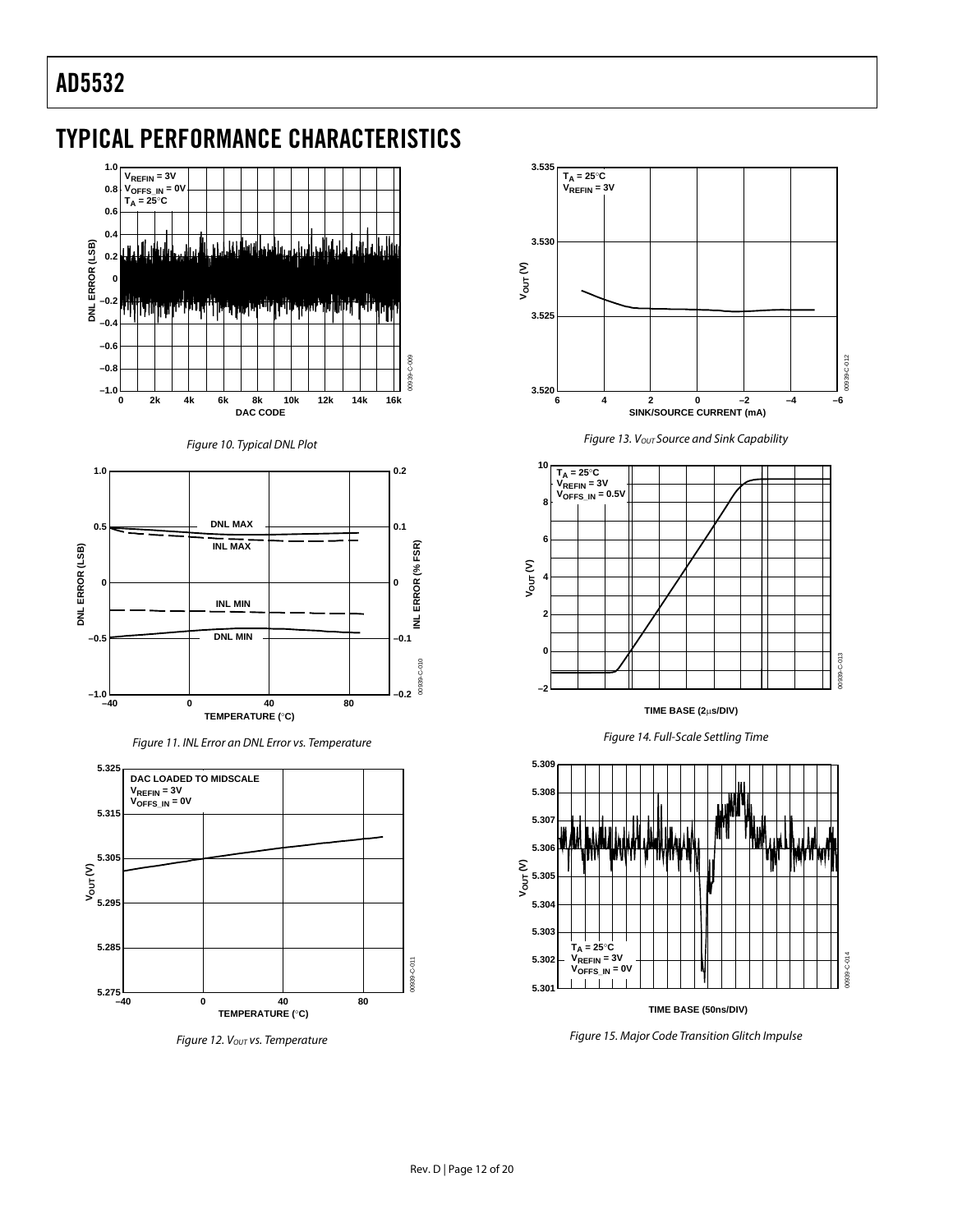## TYPICAL PERFORMANCE CHARACTERISTICS

Figure 10. Typical DNL Plot

Figure 11. INL Error an DNL Error vs. Temperature

Figure 12. $V_{OUT}$ vs. Temperature

Figure 13. $V_{OUT}$ Source and Sink Capability

Figure 14. Full-Scale Settling Time

Figure 15. Major Code Transition Glitch Impulse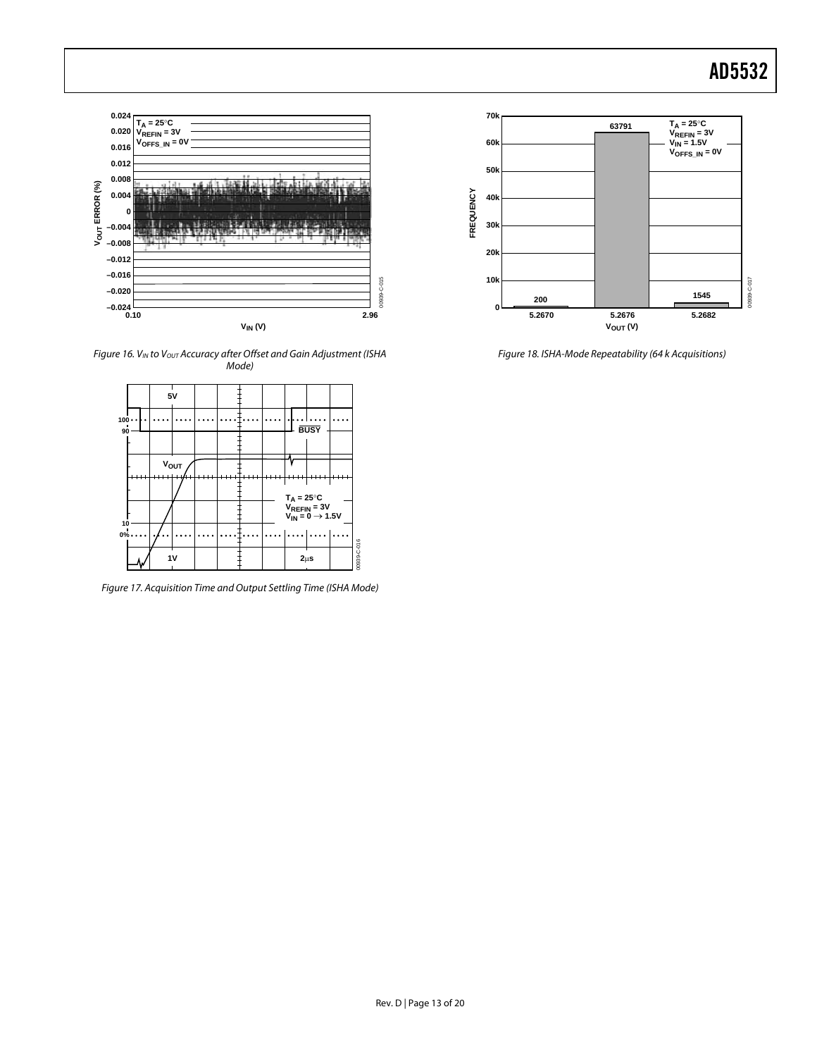Figure 16. $V_{IN}$ to $V_{OUT}$ Accuracy after Offset and Gain Adjustment (ISHA Mode)

Figure 17. Acquisition Time and Output Settling Time (ISHA Mode)

Figure 18. ISHA-Mode Repeatability (64 k Acquisitions)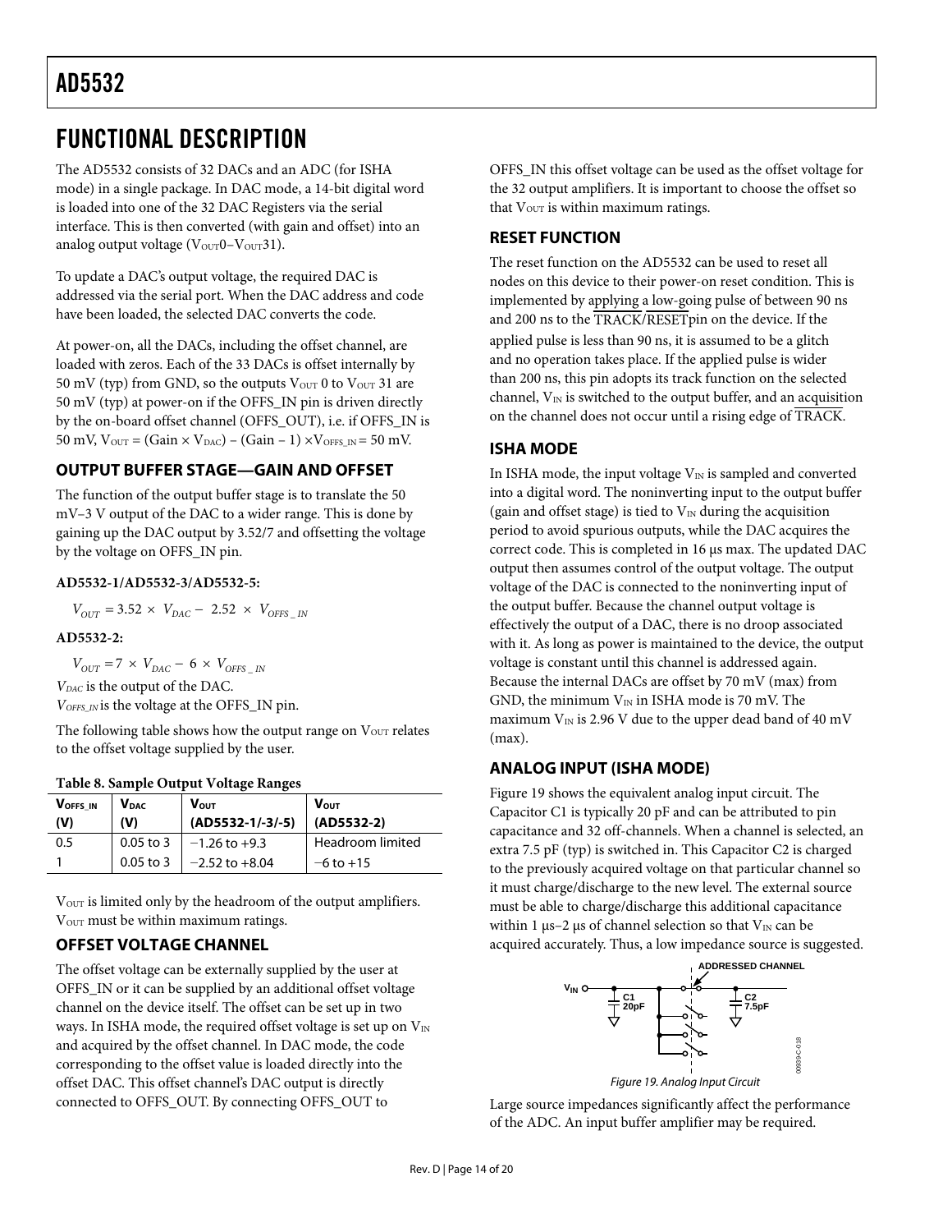# FUNCTIONAL DESCRIPTION

The AD5532 consists of 32 DACs and an ADC (for ISHA mode) in a single package. In DAC mode, a 14-bit digital word is loaded into one of the 32 DAC Registers via the serial interface. This is then converted (with gain and offset) into an analog output voltage ($V_{OUT}0$–$V_{OUT}31$).

To update a DAC's output voltage, the required DAC is addressed via the serial port. When the DAC address and code have been loaded, the selected DAC converts the code.

At power-on, all the DACs, including the offset channel, are loaded with zeros. Each of the 33 DACs is offset internally by 50 mV (typ) from GND, so the outputs $V_{OUT}$ 0 to $V_{OUT}$ 31 are 50 mV (typ) at power-on if the OFFS_IN pin is driven directly by the on-board offset channel (OFFS_OUT), i.e. if OFFS_IN is 50 mV, $V_{OUT} = (Gain \times V_{DAC}) - (Gain - 1) \times V_{OFFS\_IN} = 50$ mV.

## OUTPUT BUFFER STAGE—GAIN AND OFFSET

The function of the output buffer stage is to translate the 50 mV–3 V output of the DAC to a wider range. This is done by gaining up the DAC output by 3.52/7 and offsetting the voltage by the voltage on OFFS_IN pin.

**AD5532-1/AD5532-3/AD5532-5:**

$$V_{OUT} = 3.52 \times V_{DAC} - 2.52 \times V_{OFFS\_IN}$$

**AD5532-2:**

$$V_{OUT} = 7 \times V_{DAC} - 6 \times V_{OFFS\_IN}$$

$V_{DAC}$ is the output of the DAC.
$V_{OFFS\_IN}$ is the voltage at the OFFS_IN pin.

The following table shows how the output range on $V_{OUT}$ relates to the offset voltage supplied by the user.

**Table 8. Sample Output Voltage Ranges**

| $V_{OFFS\_IN}$ (V) | $V_{DAC}$ (V) | $V_{OUT}$ (AD5532-1/-3/-5) | $V_{OUT}$ (AD5532-2) |
|---|---|---|---|
| 0.5 | 0.05 to 3 | −1.26 to +9.3 | Headroom limited |
| 1 | 0.05 to 3 | −2.52 to +8.04 | −6 to +15 |

$V_{OUT}$ is limited only by the headroom of the output amplifiers. $V_{OUT}$ must be within maximum ratings.

## OFFSET VOLTAGE CHANNEL

The offset voltage can be externally supplied by the user at OFFS_IN or it can be supplied by an additional offset voltage channel on the device itself. The offset can be set up in two ways. In ISHA mode, the required offset voltage is set up on $V_{IN}$ and acquired by the offset channel. In DAC mode, the code corresponding to the offset value is loaded directly into the offset DAC. This offset channel's DAC output is directly connected to OFFS_OUT. By connecting OFFS_OUT to OFFS_IN this offset voltage can be used as the offset voltage for the 32 output amplifiers. It is important to choose the offset so that $V_{OUT}$ is within maximum ratings.

## RESET FUNCTION

The reset function on the AD5532 can be used to reset all nodes on this device to their power-on reset condition. This is implemented by applying a low-going pulse of between 90 ns and 200 ns to the $\overline{\text{TRACK}}/\overline{\text{RESET}}$ pin on the device. If the applied pulse is less than 90 ns, it is assumed to be a glitch and no operation takes place. If the applied pulse is wider than 200 ns, this pin adopts its track function on the selected channel, $V_{IN}$ is switched to the output buffer, and an acquisition on the channel does not occur until a rising edge of $\overline{\text{TRACK}}$.

## ISHA MODE

In ISHA mode, the input voltage $V_{IN}$ is sampled and converted into a digital word. The noninverting input to the output buffer (gain and offset stage) is tied to $V_{IN}$ during the acquisition period to avoid spurious outputs, while the DAC acquires the correct code. This is completed in 16 µs max. The updated DAC output then assumes control of the output voltage. The output voltage of the DAC is connected to the noninverting input of the output buffer. Because the channel output voltage is effectively the output of a DAC, there is no droop associated with it. As long as power is maintained to the device, the output voltage is constant until this channel is addressed again. Because the internal DACs are offset by 70 mV (max) from GND, the minimum $V_{IN}$ in ISHA mode is 70 mV. The maximum $V_{IN}$ is 2.96 V due to the upper dead band of 40 mV (max).

## ANALOG INPUT (ISHA MODE)

Figure 19 shows the equivalent analog input circuit. The Capacitor C1 is typically 20 pF and can be attributed to pin capacitance and 32 off-channels. When a channel is selected, an extra 7.5 pF (typ) is switched in. This Capacitor C2 is charged to the previously acquired voltage on that particular channel so it must charge/discharge to the new level. The external source must be able to charge/discharge this additional capacitance within 1 µs–2 µs of channel selection so that $V_{IN}$ can be acquired accurately. Thus, a low impedance source is suggested.

Figure 19. Analog Input Circuit

Large source impedances significantly affect the performance of the ADC. An input buffer amplifier may be required.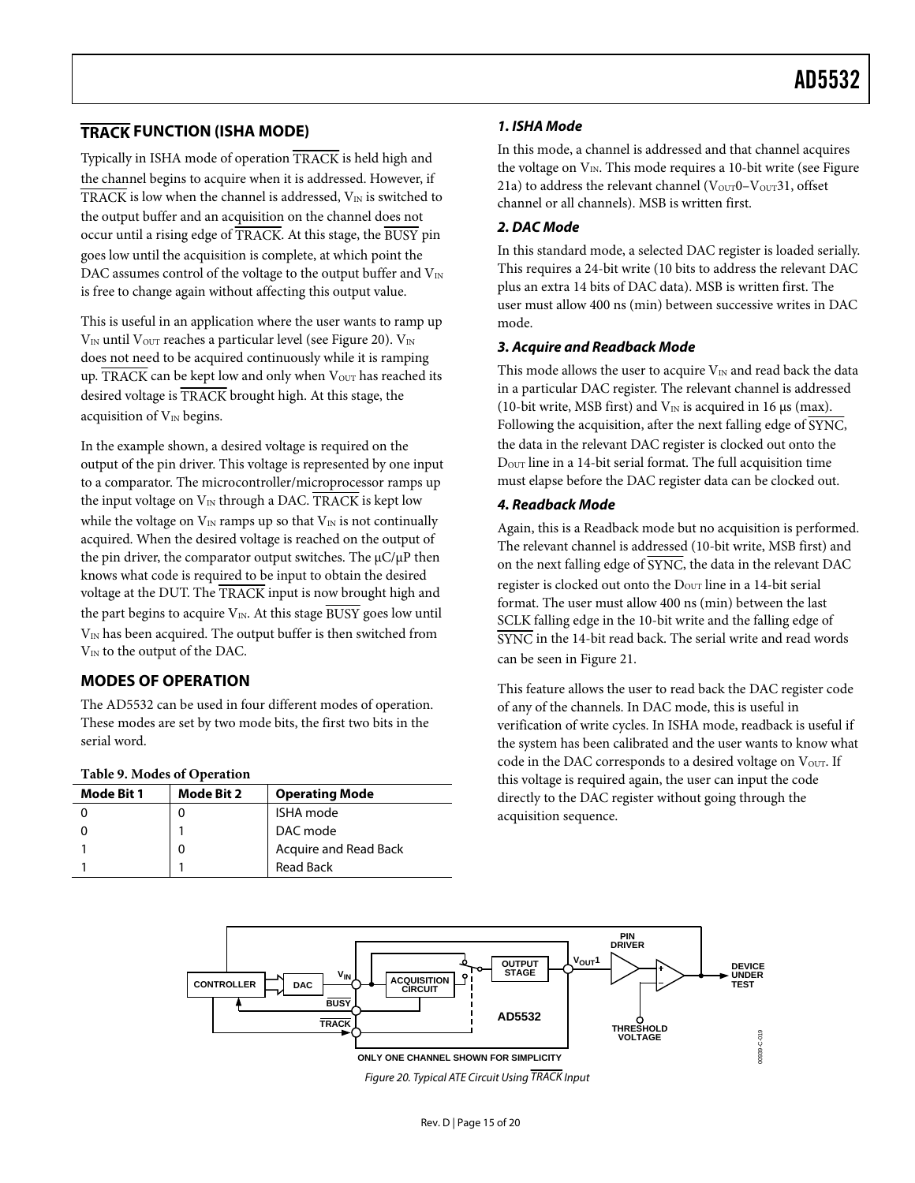## $\overline{\text{TRACK}}$ FUNCTION (ISHA MODE)

Typically in ISHA mode of operation $\overline{\text{TRACK}}$ is held high and the channel begins to acquire when it is addressed. However, if $\overline{\text{TRACK}}$ is low when the channel is addressed, $V_{IN}$ is switched to the output buffer and an acquisition on the channel does not occur until a rising edge of $\overline{\text{TRACK}}$. At this stage, the $\overline{\text{BUSY}}$ pin goes low until the acquisition is complete, at which point the DAC assumes control of the voltage to the output buffer and $V_{IN}$ is free to change again without affecting this output value.

This is useful in an application where the user wants to ramp up $V_{IN}$ until $V_{OUT}$ reaches a particular level (see Figure 20). $V_{IN}$ does not need to be acquired continuously while it is ramping up. $\overline{\text{TRACK}}$ can be kept low and only when $V_{OUT}$ has reached its desired voltage is $\overline{\text{TRACK}}$ brought high. At this stage, the acquisition of $V_{IN}$ begins.

In the example shown, a desired voltage is required on the output of the pin driver. This voltage is represented by one input to a comparator. The microcontroller/microprocessor ramps up the input voltage on $V_{IN}$ through a DAC. $\overline{\text{TRACK}}$ is kept low while the voltage on $V_{IN}$ ramps up so that $V_{IN}$ is not continually acquired. When the desired voltage is reached on the output of the pin driver, the comparator output switches. The μC/μP then knows what code is required to be input to obtain the desired voltage at the DUT. The $\overline{\text{TRACK}}$ input is now brought high and the part begins to acquire $V_{IN}$. At this stage $\overline{\text{BUSY}}$ goes low until $V_{IN}$ has been acquired. The output buffer is then switched from $V_{IN}$ to the output of the DAC.

## MODES OF OPERATION

The AD5532 can be used in four different modes of operation. These modes are set by two mode bits, the first two bits in the serial word.

**Table 9. Modes of Operation**

| Mode Bit 1 | Mode Bit 2 | Operating Mode |
|---|---|---|
| 0 | 0 | ISHA mode |
| 0 | 1 | DAC mode |
| 1 | 0 | Acquire and Read Back |
| 1 | 1 | Read Back |

### *1. ISHA Mode*

In this mode, a channel is addressed and that channel acquires the voltage on $V_{IN}$. This mode requires a 10-bit write (see Figure 21a) to address the relevant channel ($V_{OUT}0$–$V_{OUT}31$, offset channel or all channels). MSB is written first.

### *2. DAC Mode*

In this standard mode, a selected DAC register is loaded serially. This requires a 24-bit write (10 bits to address the relevant DAC plus an extra 14 bits of DAC data). MSB is written first. The user must allow 400 ns (min) between successive writes in DAC mode.

### *3. Acquire and Readback Mode*

This mode allows the user to acquire $V_{IN}$ and read back the data in a particular DAC register. The relevant channel is addressed (10-bit write, MSB first) and $V_{IN}$ is acquired in 16 μs (max). Following the acquisition, after the next falling edge of $\overline{\text{SYNC}}$, the data in the relevant DAC register is clocked out onto the $D_{OUT}$ line in a 14-bit serial format. The full acquisition time must elapse before the DAC register data can be clocked out.

### *4. Readback Mode*

Again, this is a Readback mode but no acquisition is performed. The relevant channel is addressed (10-bit write, MSB first) and on the next falling edge of $\overline{\text{SYNC}}$, the data in the relevant DAC register is clocked out onto the $D_{OUT}$ line in a 14-bit serial format. The user must allow 400 ns (min) between the last SCLK falling edge in the 10-bit write and the falling edge of $\overline{\text{SYNC}}$ in the 14-bit read back. The serial write and read words can be seen in Figure 21.

This feature allows the user to read back the DAC register code of any of the channels. In DAC mode, this is useful in verification of write cycles. In ISHA mode, readback is useful if the system has been calibrated and the user wants to know what code in the DAC corresponds to a desired voltage on $V_{OUT}$. If this voltage is required again, the user can input the code directly to the DAC register without going through the acquisition sequence.

*Figure 20. Typical ATE Circuit Using $\overline{\text{TRACK}}$ Input*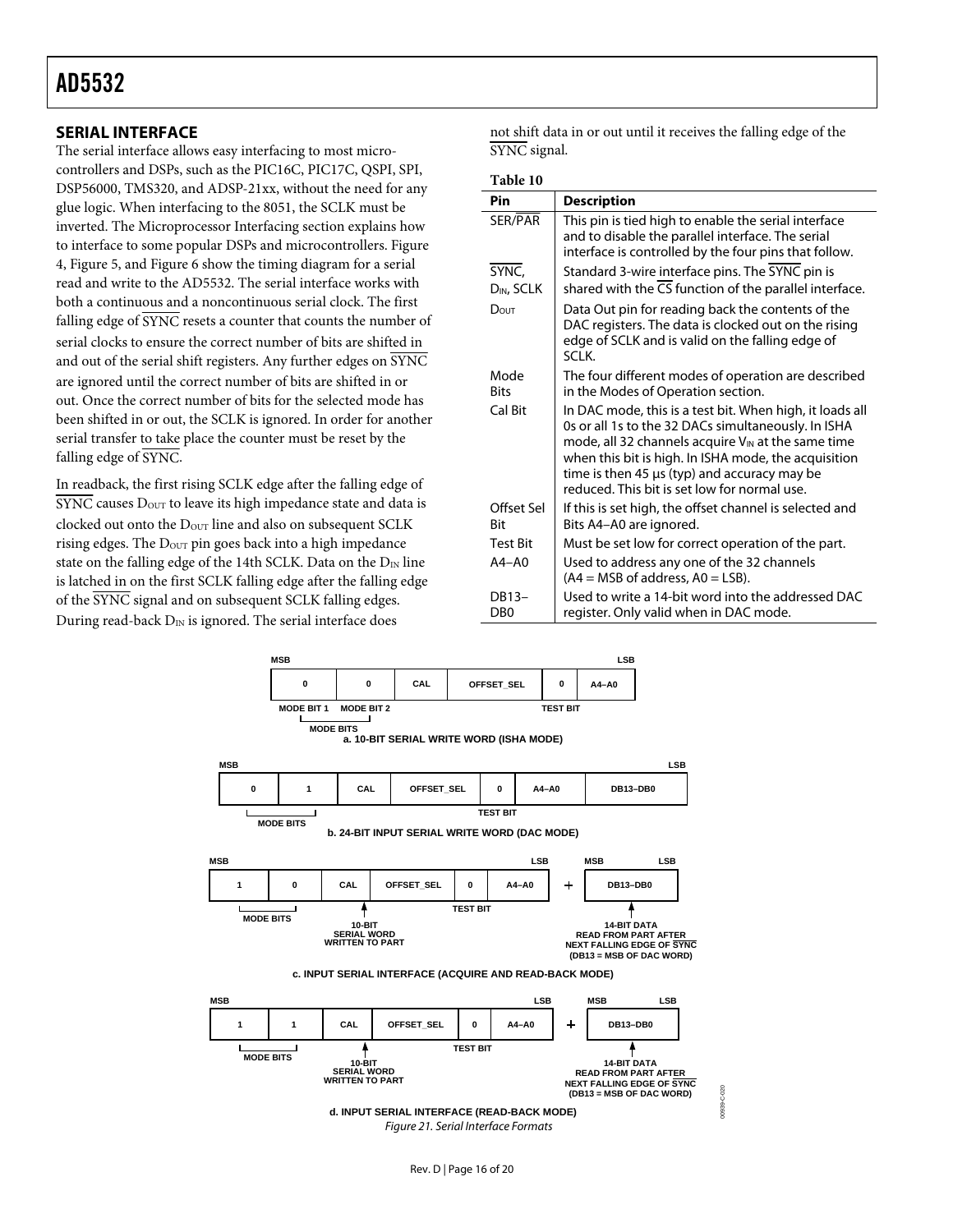## SERIAL INTERFACE

The serial interface allows easy interfacing to most microcontrollers and DSPs, such as the PIC16C, PIC17C, QSPI, SPI, DSP56000, TMS320, and ADSP-21xx, without the need for any glue logic. When interfacing to the 8051, the SCLK must be inverted. The Microprocessor Interfacing section explains how to interface to some popular DSPs and microcontrollers. Figure 4, Figure 5, and Figure 6 show the timing diagram for a serial read and write to the AD5532. The serial interface works with both a continuous and a noncontinuous serial clock. The first falling edge of $\overline{\text{SYNC}}$ resets a counter that counts the number of serial clocks to ensure the correct number of bits are shifted in and out of the serial shift registers. Any further edges on $\overline{\text{SYNC}}$ are ignored until the correct number of bits are shifted in or out. Once the correct number of bits for the selected mode has been shifted in or out, the SCLK is ignored. In order for another serial transfer to take place the counter must be reset by the falling edge of $\overline{\text{SYNC}}$.

In readback, the first rising SCLK edge after the falling edge of $\overline{\text{SYNC}}$ causes $D_{OUT}$ to leave its high impedance state and data is clocked out onto the $D_{OUT}$ line and also on subsequent SCLK rising edges. The $D_{OUT}$ pin goes back into a high impedance state on the falling edge of the 14th SCLK. Data on the $D_{IN}$ line is latched in on the first SCLK falling edge after the falling edge of the $\overline{\text{SYNC}}$ signal and on subsequent SCLK falling edges. During read-back $D_{IN}$ is ignored. The serial interface does not shift data in or out until it receives the falling edge of the $\overline{\text{SYNC}}$ signal.

**Table 10**

| Pin | Description |
|---|---|
| SER/$\overline{\text{PAR}}$ | This pin is tied high to enable the serial interface and to disable the parallel interface. The serial interface is controlled by the four pins that follow. |
| $\overline{\text{SYNC}}$, $D_{IN}$, SCLK | Standard 3-wire interface pins. The $\overline{\text{SYNC}}$ pin is shared with the $\overline{\text{CS}}$ function of the parallel interface. |
| $D_{OUT}$ | Data Out pin for reading back the contents of the DAC registers. The data is clocked out on the rising edge of SCLK and is valid on the falling edge of SCLK. |
| Mode Bits | The four different modes of operation are described in the Modes of Operation section. |
| Cal Bit | In DAC mode, this is a test bit. When high, it loads all 0s or all 1s to the 32 DACs simultaneously. In ISHA mode, all 32 channels acquire $V_{IN}$ at the same time when this bit is high. In ISHA mode, the acquisition time is then 45 µs (typ) and accuracy may be reduced. This bit is set low for normal use. |
| Offset Sel Bit | If this is set high, the offset channel is selected and Bits A4–A0 are ignored. |
| Test Bit | Must be set low for correct operation of the part. |
| A4–A0 | Used to address any one of the 32 channels (A4 = MSB of address, A0 = LSB). |
| DB13–DB0 | Used to write a 14-bit word into the addressed DAC register. Only valid when in DAC mode. |

**a. 10-BIT SERIAL WRITE WORD (ISHA MODE)**

| MSB | | | | | LSB |
|---|---|---|---|---|---|
| 0 | 0 | CAL | OFFSET_SEL | 0 | A4–A0 |
| MODE BIT 1 | MODE BIT 2 | | | TEST BIT | |

**b. 24-BIT INPUT SERIAL WRITE WORD (DAC MODE)**

| MSB | | | | | | LSB |
|---|---|---|---|---|---|---|
| 0 | 1 | CAL | OFFSET_SEL | 0 | A4–A0 | DB13–DB0 |
| MODE BITS | | | | TEST BIT | | |

**c. INPUT SERIAL INTERFACE (ACQUIRE AND READ-BACK MODE)**

| MSB | | | | | LSB | | MSB–LSB |
|---|---|---|---|---|---|---|---|
| 1 | 0 | CAL | OFFSET_SEL | 0 | A4–A0 | + | DB13–DB0 |
| MODE BITS | | 10-BIT SERIAL WORD WRITTEN TO PART | | TEST BIT | | | 14-BIT DATA READ FROM PART AFTER NEXT FALLING EDGE OF $\overline{\text{SYNC}}$ (DB13 = MSB OF DAC WORD) |

**d. INPUT SERIAL INTERFACE (READ-BACK MODE)**

| MSB | | | | | LSB | | MSB–LSB |
|---|---|---|---|---|---|---|---|
| 1 | 1 | CAL | OFFSET_SEL | 0 | A4–A0 | + | DB13–DB0 |
| MODE BITS | | 10-BIT SERIAL WORD WRITTEN TO PART | | TEST BIT | | | 14-BIT DATA READ FROM PART AFTER NEXT FALLING EDGE OF $\overline{\text{SYNC}}$ (DB13 = MSB OF DAC WORD) |

*Figure 21. Serial Interface Formats*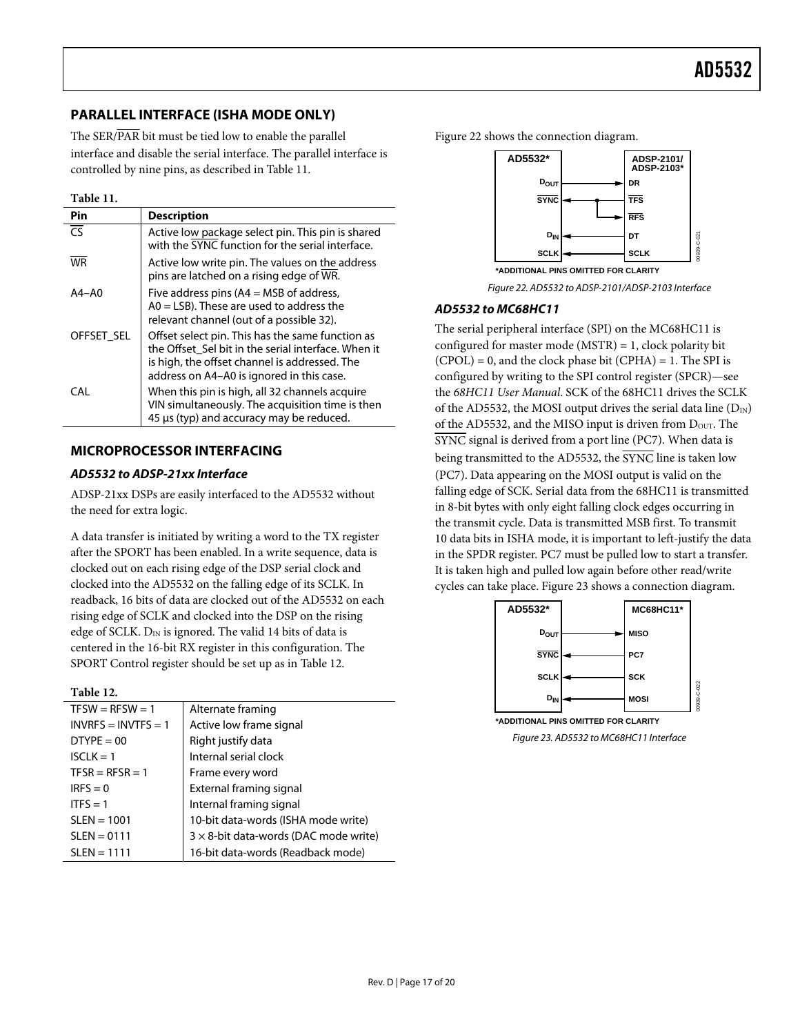## PARALLEL INTERFACE (ISHA MODE ONLY)

The SER/$\overline{\text{PAR}}$ bit must be tied low to enable the parallel interface and disable the serial interface. The parallel interface is controlled by nine pins, as described in Table 11.

**Table 11.**

| Pin | Description |
|---|---|
| $\overline{\text{CS}}$ | Active low package select pin. This pin is shared with the $\overline{\text{SYNC}}$ function for the serial interface. |
| $\overline{\text{WR}}$ | Active low write pin. The values on the address pins are latched on a rising edge of $\overline{\text{WR}}$. |
| A4–A0 | Five address pins (A4 = MSB of address, A0 = LSB). These are used to address the relevant channel (out of a possible 32). |
| OFFSET_SEL | Offset select pin. This has the same function as the Offset_Sel bit in the serial interface. When it is high, the offset channel is addressed. The address on A4–A0 is ignored in this case. |
| CAL | When this pin is high, all 32 channels acquire VIN simultaneously. The acquisition time is then 45 µs (typ) and accuracy may be reduced. |

## MICROPROCESSOR INTERFACING

### *AD5532 to ADSP-21xx Interface*

ADSP-21xx DSPs are easily interfaced to the AD5532 without the need for extra logic.

A data transfer is initiated by writing a word to the TX register after the SPORT has been enabled. In a write sequence, data is clocked out on each rising edge of the DSP serial clock and clocked into the AD5532 on the falling edge of its SCLK. In readback, 16 bits of data are clocked out of the AD5532 on each rising edge of SCLK and clocked into the DSP on the rising edge of SCLK. $D_{IN}$ is ignored. The valid 14 bits of data is centered in the 16-bit RX register in this configuration. The SPORT Control register should be set up as in Table 12.

**Table 12.**

| | |
|---|---|
| TFSW = RFSW = 1 | Alternate framing |
| INVRFS = INVTFS = 1 | Active low frame signal |
| DTYPE = 00 | Right justify data |
| ISCLK = 1 | Internal serial clock |
| TFSR = RFSR = 1 | Frame every word |
| IRFS = 0 | External framing signal |
| ITFS = 1 | Internal framing signal |
| SLEN = 1001 | 10-bit data-words (ISHA mode write) |
| SLEN = 0111 | 3 × 8-bit data-words (DAC mode write) |
| SLEN = 1111 | 16-bit data-words (Readback mode) |

Figure 22 shows the connection diagram.

Figure 22. AD5532 to ADSP-2101/ADSP-2103 Interface

### *AD5532 to MC68HC11*

The serial peripheral interface (SPI) on the MC68HC11 is configured for master mode (MSTR) = 1, clock polarity bit (CPOL) = 0, and the clock phase bit (CPHA) = 1. The SPI is configured by writing to the SPI control register (SPCR)—see the *68HC11 User Manual*. SCK of the 68HC11 drives the SCLK of the AD5532, the MOSI output drives the serial data line ($D_{IN}$) of the AD5532, and the MISO input is driven from $D_{OUT}$. The $\overline{\text{SYNC}}$ signal is derived from a port line (PC7). When data is being transmitted to the AD5532, the $\overline{\text{SYNC}}$ line is taken low (PC7). Data appearing on the MOSI output is valid on the falling edge of SCK. Serial data from the 68HC11 is transmitted in 8-bit bytes with only eight falling clock edges occurring in the transmit cycle. Data is transmitted MSB first. To transmit 10 data bits in ISHA mode, it is important to left-justify the data in the SPDR register. PC7 must be pulled low to start a transfer. It is taken high and pulled low again before other read/write cycles can take place. Figure 23 shows a connection diagram.

Figure 23. AD5532 to MC68HC11 Interface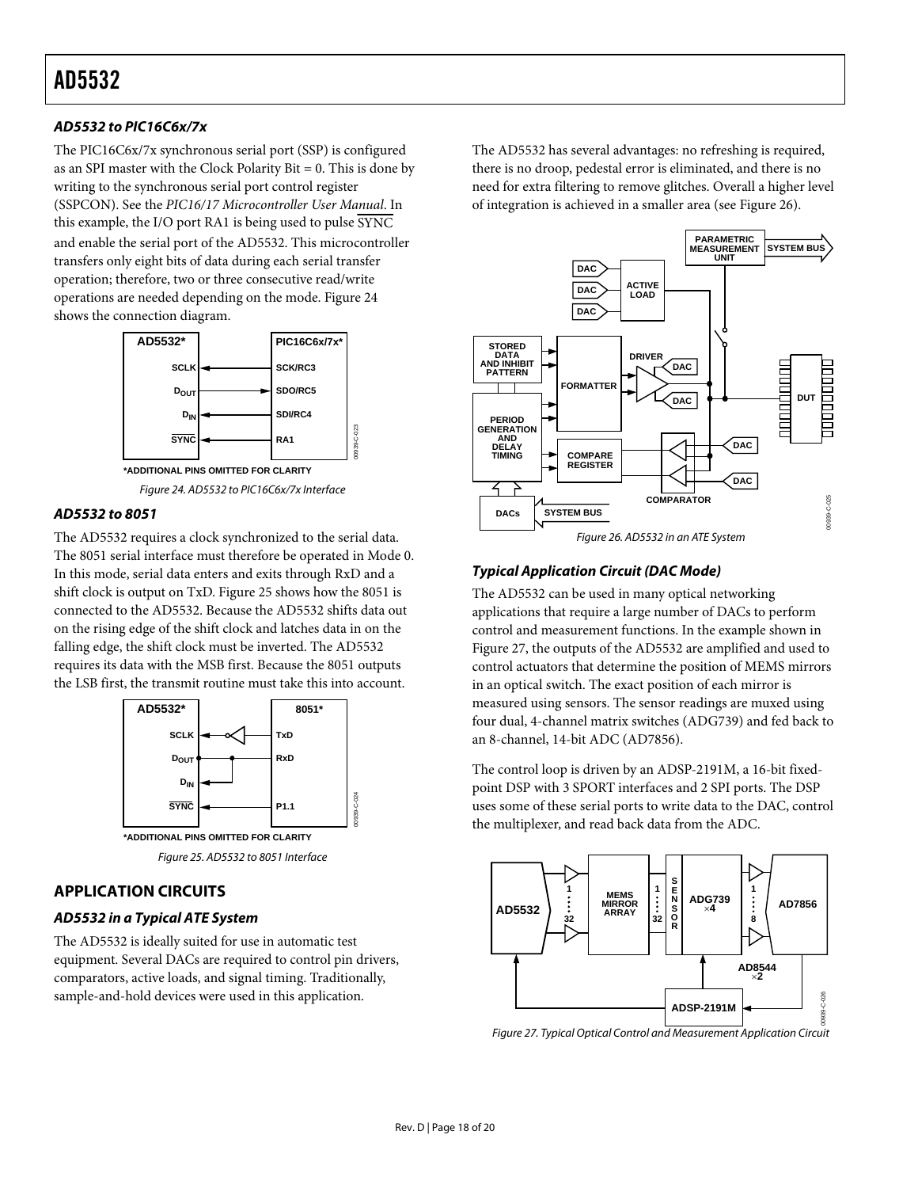### AD5532 to PIC16C6x/7x

The PIC16C6x/7x synchronous serial port (SSP) is configured as an SPI master with the Clock Polarity Bit = 0. This is done by writing to the synchronous serial port control register (SSPCON). See the *PIC16/17 Microcontroller User Manual*. In this example, the I/O port RA1 is being used to pulse $\overline{\text{SYNC}}$ and enable the serial port of the AD5532. This microcontroller transfers only eight bits of data during each serial transfer operation; therefore, two or three consecutive read/write operations are needed depending on the mode. Figure 24 shows the connection diagram.

*ADDITIONAL PINS OMITTED FOR CLARITY

*Figure 24. AD5532 to PIC16C6x/7x Interface*

### AD5532 to 8051

The AD5532 requires a clock synchronized to the serial data. The 8051 serial interface must therefore be operated in Mode 0. In this mode, serial data enters and exits through RxD and a shift clock is output on TxD. Figure 25 shows how the 8051 is connected to the AD5532. Because the AD5532 shifts data out on the rising edge of the shift clock and latches data in on the falling edge, the shift clock must be inverted. The AD5532 requires its data with the MSB first. Because the 8051 outputs the LSB first, the transmit routine must take this into account.

*ADDITIONAL PINS OMITTED FOR CLARITY

*Figure 25. AD5532 to 8051 Interface*

## APPLICATION CIRCUITS

### AD5532 in a Typical ATE System

The AD5532 is ideally suited for use in automatic test equipment. Several DACs are required to control pin drivers, comparators, active loads, and signal timing. Traditionally, sample-and-hold devices were used in this application.

The AD5532 has several advantages: no refreshing is required, there is no droop, pedestal error is eliminated, and there is no need for extra filtering to remove glitches. Overall a higher level of integration is achieved in a smaller area (see Figure 26).

*Figure 26. AD5532 in an ATE System*

### Typical Application Circuit (DAC Mode)

The AD5532 can be used in many optical networking applications that require a large number of DACs to perform control and measurement functions. In the example shown in Figure 27, the outputs of the AD5532 are amplified and used to control actuators that determine the position of MEMS mirrors in an optical switch. The exact position of each mirror is measured using sensors. The sensor readings are muxed using four dual, 4-channel matrix switches (ADG739) and fed back to an 8-channel, 14-bit ADC (AD7856).

The control loop is driven by an ADSP-2191M, a 16-bit fixed-point DSP with 3 SPORT interfaces and 2 SPI ports. The DSP uses some of these serial ports to write data to the DAC, control the multiplexer, and read back data from the ADC.

*Figure 27. Typical Optical Control and Measurement Application Circuit*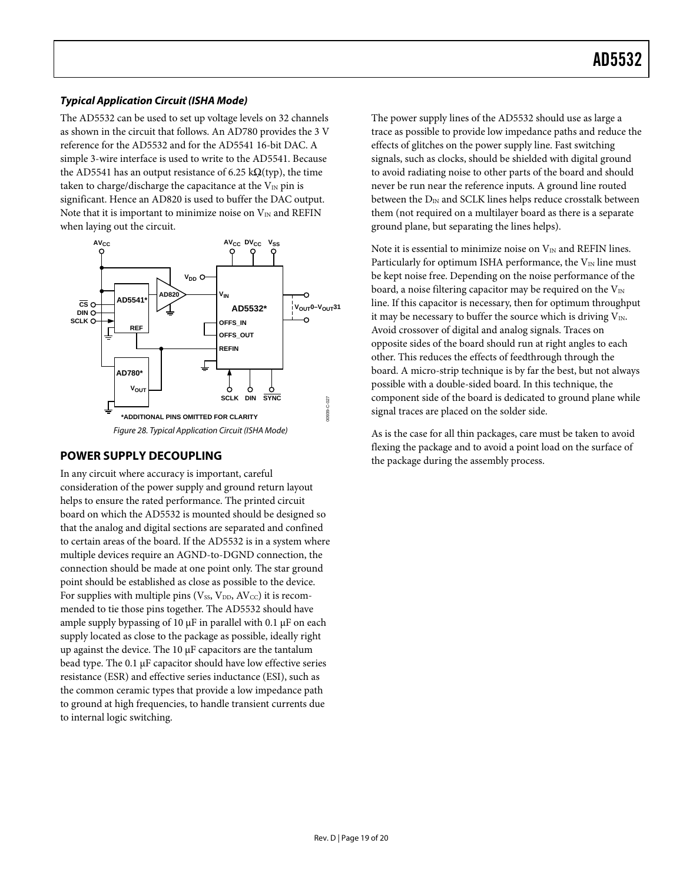### *Typical Application Circuit (ISHA Mode)*

The AD5532 can be used to set up voltage levels on 32 channels as shown in the circuit that follows. An AD780 provides the 3 V reference for the AD5532 and for the AD5541 16-bit DAC. A simple 3-wire interface is used to write to the AD5541. Because the AD5541 has an output resistance of 6.25 kΩ(typ), the time taken to charge/discharge the capacitance at the $V_{IN}$ pin is significant. Hence an AD820 is used to buffer the DAC output. Note that it is important to minimize noise on $V_{IN}$ and REFIN when laying out the circuit.

*Figure 28. Typical Application Circuit (ISHA Mode)*

## POWER SUPPLY DECOUPLING

In any circuit where accuracy is important, careful consideration of the power supply and ground return layout helps to ensure the rated performance. The printed circuit board on which the AD5532 is mounted should be designed so that the analog and digital sections are separated and confined to certain areas of the board. If the AD5532 is in a system where multiple devices require an AGND-to-DGND connection, the connection should be made at one point only. The star ground point should be established as close as possible to the device. For supplies with multiple pins ($V_{SS}$, $V_{DD}$, $AV_{CC}$) it is recommended to tie those pins together. The AD5532 should have ample supply bypassing of 10 μF in parallel with 0.1 μF on each supply located as close to the package as possible, ideally right up against the device. The 10 μF capacitors are the tantalum bead type. The 0.1 μF capacitor should have low effective series resistance (ESR) and effective series inductance (ESI), such as the common ceramic types that provide a low impedance path to ground at high frequencies, to handle transient currents due to internal logic switching.

The power supply lines of the AD5532 should use as large a trace as possible to provide low impedance paths and reduce the effects of glitches on the power supply line. Fast switching signals, such as clocks, should be shielded with digital ground to avoid radiating noise to other parts of the board and should never be run near the reference inputs. A ground line routed between the $D_{IN}$ and SCLK lines helps reduce crosstalk between them (not required on a multilayer board as there is a separate ground plane, but separating the lines helps).

Note it is essential to minimize noise on $V_{IN}$ and REFIN lines. Particularly for optimum ISHA performance, the $V_{IN}$ line must be kept noise free. Depending on the noise performance of the board, a noise filtering capacitor may be required on the $V_{IN}$ line. If this capacitor is necessary, then for optimum throughput it may be necessary to buffer the source which is driving $V_{IN}$. Avoid crossover of digital and analog signals. Traces on opposite sides of the board should run at right angles to each other. This reduces the effects of feedthrough through the board. A micro-strip technique is by far the best, but not always possible with a double-sided board. In this technique, the component side of the board is dedicated to ground plane while signal traces are placed on the solder side.

As is the case for all thin packages, care must be taken to avoid flexing the package and to avoid a point load on the surface of the package during the assembly process.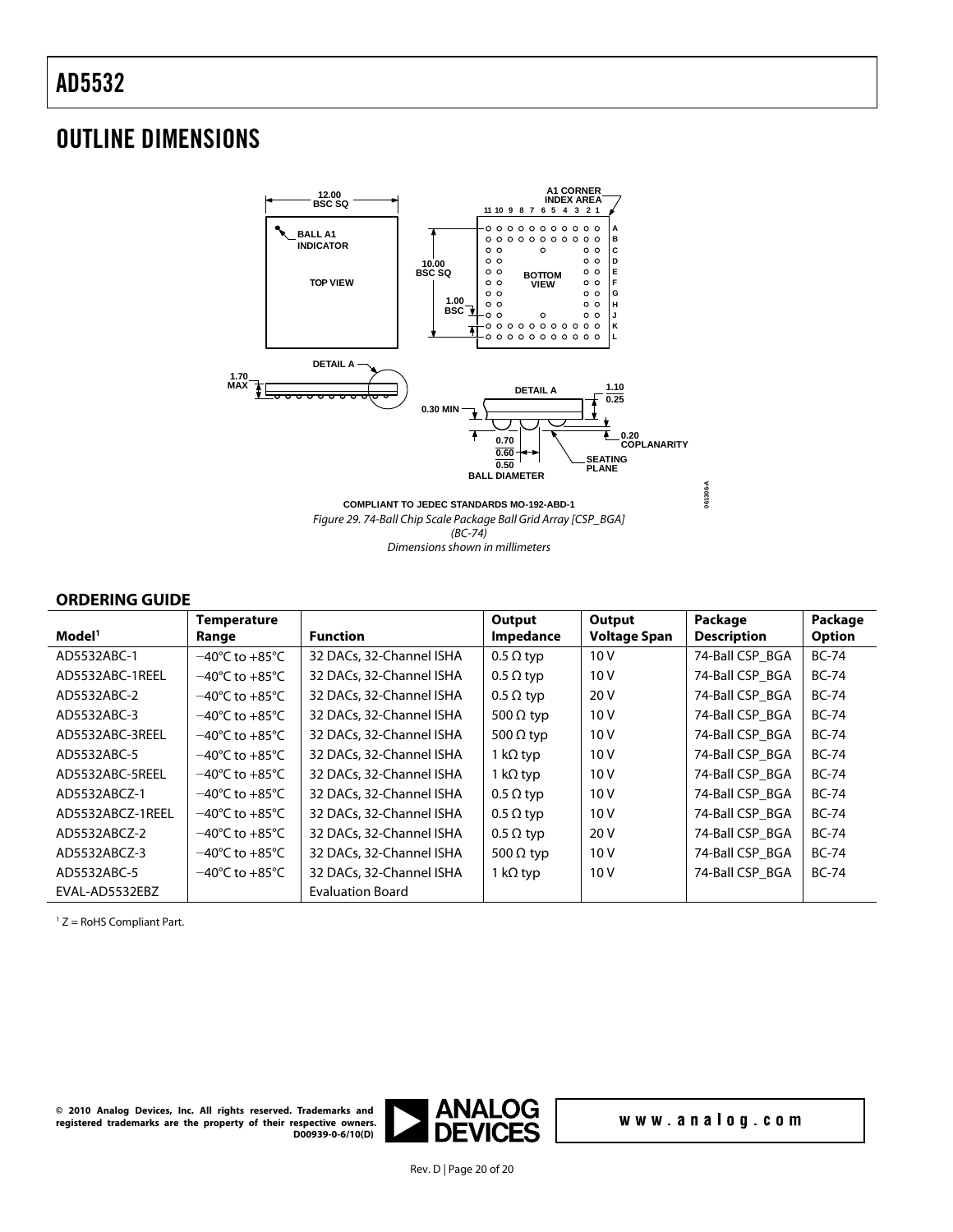# OUTLINE DIMENSIONS

12.00 BSC SQ

BALL A1 INDICATOR

TOP VIEW

A1 CORNER INDEX AREA

11 10 9 8 7 6 5 4 3 2 1

A B C D E F G H J K L

10.00 BSC SQ

BOTTOM VIEW

1.00 BSC

DETAIL A

1.70 MAX

DETAIL A

1.10
0.25

0.30 MIN

0.70
0.60
0.50
BALL DIAMETER

0.20 COPLANARITY

SEATING PLANE

061306-A

COMPLIANT TO JEDEC STANDARDS MO-192-ABD-1

*Figure 29. 74-Ball Chip Scale Package Ball Grid Array [CSP_BGA] (BC-74)*
*Dimensions shown in millimeters*

## ORDERING GUIDE

| Model[1] | Temperature Range | Function | Output Impedance | Output Voltage Span | Package Description | Package Option |
|---|---|---|---|---|---|---|
| AD5532ABC-1 | −40°C to +85°C | 32 DACs, 32-Channel ISHA | 0.5 Ω typ | 10 V | 74-Ball CSP_BGA | BC-74 |
| AD5532ABC-1REEL | −40°C to +85°C | 32 DACs, 32-Channel ISHA | 0.5 Ω typ | 10 V | 74-Ball CSP_BGA | BC-74 |
| AD5532ABC-2 | −40°C to +85°C | 32 DACs, 32-Channel ISHA | 0.5 Ω typ | 20 V | 74-Ball CSP_BGA | BC-74 |
| AD5532ABC-3 | −40°C to +85°C | 32 DACs, 32-Channel ISHA | 500 Ω typ | 10 V | 74-Ball CSP_BGA | BC-74 |
| AD5532ABC-3REEL | −40°C to +85°C | 32 DACs, 32-Channel ISHA | 500 Ω typ | 10 V | 74-Ball CSP_BGA | BC-74 |
| AD5532ABC-5 | −40°C to +85°C | 32 DACs, 32-Channel ISHA | 1 kΩ typ | 10 V | 74-Ball CSP_BGA | BC-74 |
| AD5532ABC-5REEL | −40°C to +85°C | 32 DACs, 32-Channel ISHA | 1 kΩ typ | 10 V | 74-Ball CSP_BGA | BC-74 |
| AD5532ABCZ-1 | −40°C to +85°C | 32 DACs, 32-Channel ISHA | 0.5 Ω typ | 10 V | 74-Ball CSP_BGA | BC-74 |
| AD5532ABCZ-1REEL | −40°C to +85°C | 32 DACs, 32-Channel ISHA | 0.5 Ω typ | 10 V | 74-Ball CSP_BGA | BC-74 |
| AD5532ABCZ-2 | −40°C to +85°C | 32 DACs, 32-Channel ISHA | 0.5 Ω typ | 20 V | 74-Ball CSP_BGA | BC-74 |
| AD5532ABCZ-3 | −40°C to +85°C | 32 DACs, 32-Channel ISHA | 500 Ω typ | 10 V | 74-Ball CSP_BGA | BC-74 |
| AD5532ABC-5 | −40°C to +85°C | 32 DACs, 32-Channel ISHA | 1 kΩ typ | 10 V | 74-Ball CSP_BGA | BC-74 |
| EVAL-AD5532EBZ | | Evaluation Board | | | | |

[1] Z = RoHS Compliant Part.

© 2010 Analog Devices, Inc. All rights reserved. Trademarks and registered trademarks are the property of their respective owners. D00939-0-6/10(D)